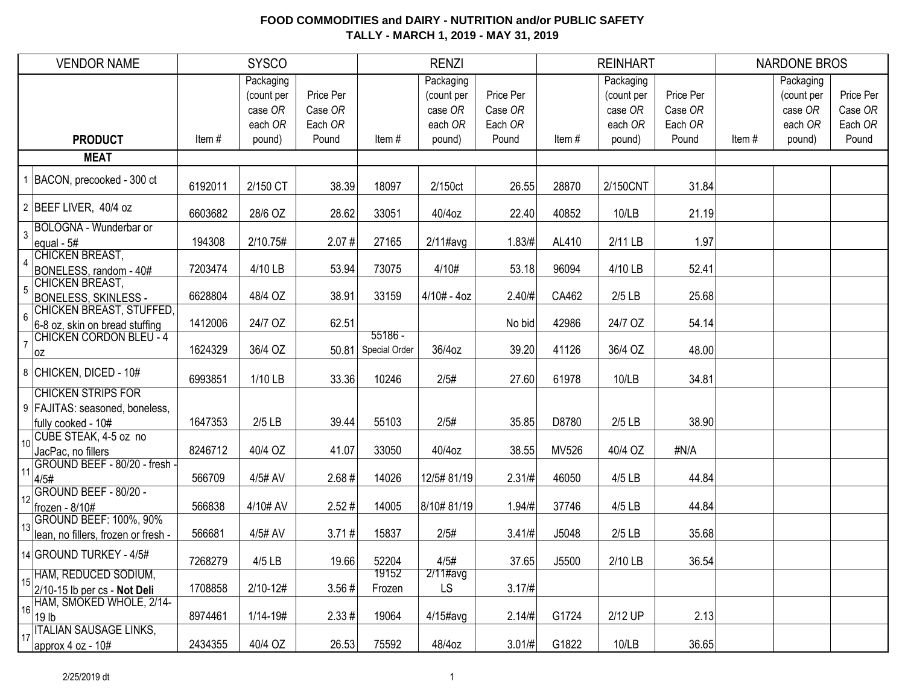**FOOD COMMODITIES and DAIRY - NUTRITION and/or PUBLIC SAFETY**
**TALLY - MARCH 1, 2019 - MAY 31, 2019**

| VENDOR NAME | | SYSCO | | | RENZI | | | REINHART | | | NARDONE BROS | | |
|---|---|---|---|---|---|---|---|---|---|---|---|---|---|
| | **PRODUCT** | Item # | Packaging (count per case *OR* each *OR* pound) | Price Per Case *OR* Each *OR* Pound | Item # | Packaging (count per case *OR* each *OR* pound) | Price Per Case *OR* Each *OR* Pound | Item # | Packaging (count per case *OR* each *OR* pound) | Price Per Case *OR* Each *OR* Pound | Item # | Packaging (count per case *OR* each *OR* pound) | Price Per Case *OR* Each *OR* Pound |
| | **MEAT** | | | | | | | | | | | | |
| 1 | BACON, precooked - 300 ct | 6192011 | 2/150 CT | 38.39 | 18097 | 2/150ct | 26.55 | 28870 | 2/150CNT | 31.84 | | | |
| 2 | BEEF LIVER, 40/4 oz | 6603682 | 28/6 OZ | 28.62 | 33051 | 40/4oz | 22.40 | 40852 | 10/LB | 21.19 | | | |
| 3 | BOLOGNA - Wunderbar or equal - 5# | 194308 | 2/10.75# | 2.07 # | 27165 | 2/11#avg | 1.83/# | AL410 | 2/11 LB | 1.97 | | | |
| 4 | CHICKEN BREAST, BONELESS, random - 40# | 7203474 | 4/10 LB | 53.94 | 73075 | 4/10# | 53.18 | 96094 | 4/10 LB | 52.41 | | | |
| 5 | CHICKEN BREAST, BONELESS, SKINLESS - | 6628804 | 48/4 OZ | 38.91 | 33159 | 4/10# - 4oz | 2.40/# | CA462 | 2/5 LB | 25.68 | | | |
| 6 | CHICKEN BREAST, STUFFED, 6-8 oz, skin on bread stuffing | 1412006 | 24/7 OZ | 62.51 | | | No bid | 42986 | 24/7 OZ | 54.14 | | | |
| 7 | CHICKEN CORDON BLEU - 4 oz | 1624329 | 36/4 OZ | 50.81 | 55186 - Special Order | 36/4oz | 39.20 | 41126 | 36/4 OZ | 48.00 | | | |
| 8 | CHICKEN, DICED - 10# | 6993851 | 1/10 LB | 33.36 | 10246 | 2/5# | 27.60 | 61978 | 10/LB | 34.81 | | | |
| 9 | CHICKEN STRIPS FOR FAJITAS: seasoned, boneless, fully cooked - 10# | 1647353 | 2/5 LB | 39.44 | 55103 | 2/5# | 35.85 | D8780 | 2/5 LB | 38.90 | | | |
| 10 | CUBE STEAK, 4-5 oz no JacPac, no fillers | 8246712 | 40/4 OZ | 41.07 | 33050 | 40/4oz | 38.55 | MV526 | 40/4 OZ | #N/A | | | |
| 11 | GROUND BEEF - 80/20 - fresh - 4/5# | 566709 | 4/5# AV | 2.68 # | 14026 | 12/5# 81/19 | 2.31/# | 46050 | 4/5 LB | 44.84 | | | |
| 12 | GROUND BEEF - 80/20 - frozen - 8/10# | 566838 | 4/10# AV | 2.52 # | 14005 | 8/10# 81/19 | 1.94/# | 37746 | 4/5 LB | 44.84 | | | |
| 13 | GROUND BEEF: 100%, 90% lean, no fillers, frozen or fresh - | 566681 | 4/5# AV | 3.71 # | 15837 | 2/5# | 3.41/# | J5048 | 2/5 LB | 35.68 | | | |
| 14 | GROUND TURKEY - 4/5# | 7268279 | 4/5 LB | 19.66 | 52204 | 4/5# | 37.65 | J5500 | 2/10 LB | 36.54 | | | |
| 15 | HAM, REDUCED SODIUM, 2/10-15 lb per cs - **Not Deli** | 1708858 | 2/10-12# | 3.56 # | 19152 Frozen | 2/11#avg LS | 3.17/# | | | | | | |
| 16 | HAM, SMOKED WHOLE, 2/14-19 lb | 8974461 | 1/14-19# | 2.33 # | 19064 | 4/15#avg | 2.14/# | G1724 | 2/12 UP | 2.13 | | | |
| 17 | ITALIAN SAUSAGE LINKS, approx 4 oz - 10# | 2434355 | 40/4 OZ | 26.53 | 75592 | 48/4oz | 3.01/# | G1822 | 10/LB | 36.65 | | | |

2/25/2019 dt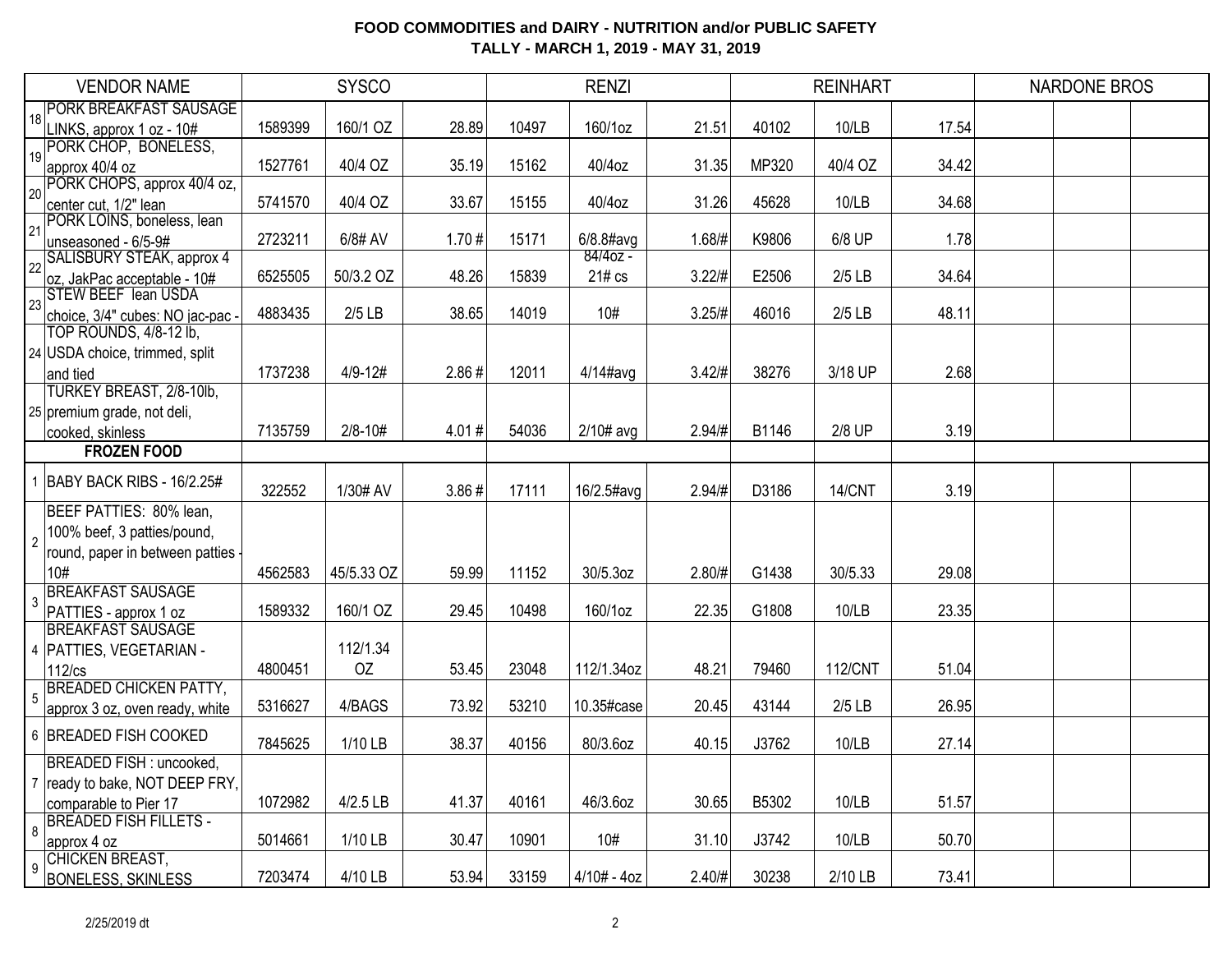**FOOD COMMODITIES and DAIRY - NUTRITION and/or PUBLIC SAFETY**
**TALLY - MARCH 1, 2019 - MAY 31, 2019**

| | VENDOR NAME | SYSCO | | | RENZI | | | REINHART | | | NARDONE BROS | | |
|---|---|---|---|---|---|---|---|---|---|---|---|---|---|
| 18 | PORK BREAKFAST SAUSAGE LINKS, approx 1 oz - 10# | 1589399 | 160/1 OZ | 28.89 | 10497 | 160/1oz | 21.51 | 40102 | 10/LB | 17.54 | | | |
| 19 | PORK CHOP, BONELESS, approx 40/4 oz | 1527761 | 40/4 OZ | 35.19 | 15162 | 40/4oz | 31.35 | MP320 | 40/4 OZ | 34.42 | | | |
| 20 | PORK CHOPS, approx 40/4 oz, center cut, 1/2" lean | 5741570 | 40/4 OZ | 33.67 | 15155 | 40/4oz | 31.26 | 45628 | 10/LB | 34.68 | | | |
| 21 | PORK LOINS, boneless, lean unseasoned - 6/5-9# | 2723211 | 6/8# AV | 1.70 # | 15171 | 6/8.8#avg | 1.68/# | K9806 | 6/8 UP | 1.78 | | | |
| 22 | SALISBURY STEAK, approx 4 oz, JakPac acceptable - 10# | 6525505 | 50/3.2 OZ | 48.26 | 15839 | 84/4oz - 21# cs | 3.22/# | E2506 | 2/5 LB | 34.64 | | | |
| 23 | STEW BEEF lean USDA choice, 3/4" cubes: NO jac-pac - | 4883435 | 2/5 LB | 38.65 | 14019 | 10# | 3.25/# | 46016 | 2/5 LB | 48.11 | | | |
| 24 | TOP ROUNDS, 4/8-12 lb, USDA choice, trimmed, split and tied | 1737238 | 4/9-12# | 2.86 # | 12011 | 4/14#avg | 3.42/# | 38276 | 3/18 UP | 2.68 | | | |
| 25 | TURKEY BREAST, 2/8-10lb, premium grade, not deli, cooked, skinless | 7135759 | 2/8-10# | 4.01 # | 54036 | 2/10# avg | 2.94/# | B1146 | 2/8 UP | 3.19 | | | |
| | **FROZEN FOOD** | | | | | | | | | | | | |
| 1 | BABY BACK RIBS - 16/2.25# | 322552 | 1/30# AV | 3.86 # | 17111 | 16/2.5#avg | 2.94/# | D3186 | 14/CNT | 3.19 | | | |
| 2 | BEEF PATTIES: 80% lean, 100% beef, 3 patties/pound, round, paper in between patties - 10# | 4562583 | 45/5.33 OZ | 59.99 | 11152 | 30/5.3oz | 2.80/# | G1438 | 30/5.33 | 29.08 | | | |
| 3 | BREAKFAST SAUSAGE PATTIES - approx 1 oz | 1589332 | 160/1 OZ | 29.45 | 10498 | 160/1oz | 22.35 | G1808 | 10/LB | 23.35 | | | |
| 4 | BREAKFAST SAUSAGE PATTIES, VEGETARIAN - 112/cs | 4800451 | 112/1.34 OZ | 53.45 | 23048 | 112/1.34oz | 48.21 | 79460 | 112/CNT | 51.04 | | | |
| 5 | BREADED CHICKEN PATTY, approx 3 oz, oven ready, white | 5316627 | 4/BAGS | 73.92 | 53210 | 10.35#case | 20.45 | 43144 | 2/5 LB | 26.95 | | | |
| 6 | BREADED FISH COOKED | 7845625 | 1/10 LB | 38.37 | 40156 | 80/3.6oz | 40.15 | J3762 | 10/LB | 27.14 | | | |
| 7 | BREADED FISH : uncooked, ready to bake, NOT DEEP FRY, comparable to Pier 17 | 1072982 | 4/2.5 LB | 41.37 | 40161 | 46/3.6oz | 30.65 | B5302 | 10/LB | 51.57 | | | |
| 8 | BREADED FISH FILLETS - approx 4 oz | 5014661 | 1/10 LB | 30.47 | 10901 | 10# | 31.10 | J3742 | 10/LB | 50.70 | | | |
| 9 | CHICKEN BREAST, BONELESS, SKINLESS | 7203474 | 4/10 LB | 53.94 | 33159 | 4/10# - 4oz | 2.40/# | 30238 | 2/10 LB | 73.41 | | | |

2/25/2019 dt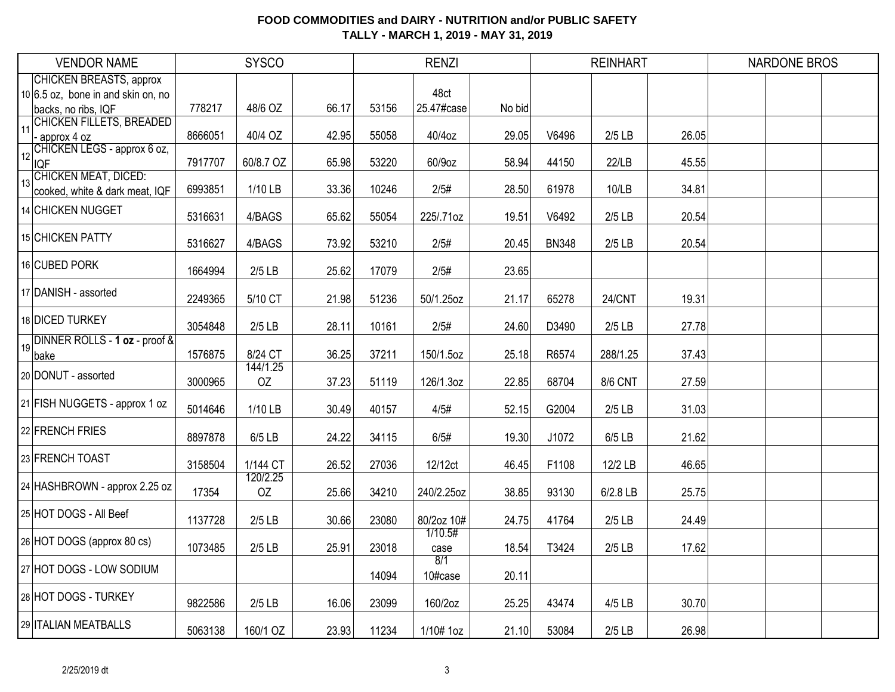**FOOD COMMODITIES and DAIRY - NUTRITION and/or PUBLIC SAFETY**
**TALLY - MARCH 1, 2019 - MAY 31, 2019**

| | VENDOR NAME | SYSCO | | | RENZI | | | REINHART | | | NARDONE BROS | | |
|---|---|---|---|---|---|---|---|---|---|---|---|---|---|
| 10 | CHICKEN BREASTS, approx 6.5 oz, bone in and skin on, no backs, no ribs, IQF | 778217 | 48/6 OZ | 66.17 | 53156 | 48ct 25.47#case | No bid | | | | | | |
| 11 | CHICKEN FILLETS, BREADED - approx 4 oz | 8666051 | 40/4 OZ | 42.95 | 55058 | 40/4oz | 29.05 | V6496 | 2/5 LB | 26.05 | | | |
| 12 | CHICKEN LEGS - approx 6 oz, IQF | 7917707 | 60/8.7 OZ | 65.98 | 53220 | 60/9oz | 58.94 | 44150 | 22/LB | 45.55 | | | |
| 13 | CHICKEN MEAT, DICED: cooked, white & dark meat, IQF | 6993851 | 1/10 LB | 33.36 | 10246 | 2/5# | 28.50 | 61978 | 10/LB | 34.81 | | | |
| 14 | CHICKEN NUGGET | 5316631 | 4/BAGS | 65.62 | 55054 | 225/.71oz | 19.51 | V6492 | 2/5 LB | 20.54 | | | |
| 15 | CHICKEN PATTY | 5316627 | 4/BAGS | 73.92 | 53210 | 2/5# | 20.45 | BN348 | 2/5 LB | 20.54 | | | |
| 16 | CUBED PORK | 1664994 | 2/5 LB | 25.62 | 17079 | 2/5# | 23.65 | | | | | | |
| 17 | DANISH - assorted | 2249365 | 5/10 CT | 21.98 | 51236 | 50/1.25oz | 21.17 | 65278 | 24/CNT | 19.31 | | | |
| 18 | DICED TURKEY | 3054848 | 2/5 LB | 28.11 | 10161 | 2/5# | 24.60 | D3490 | 2/5 LB | 27.78 | | | |
| 19 | DINNER ROLLS - **1 oz** - proof & bake | 1576875 | 8/24 CT | 36.25 | 37211 | 150/1.5oz | 25.18 | R6574 | 288/1.25 | 37.43 | | | |
| 20 | DONUT - assorted | 3000965 | 144/1.25 OZ | 37.23 | 51119 | 126/1.3oz | 22.85 | 68704 | 8/6 CNT | 27.59 | | | |
| 21 | FISH NUGGETS - approx 1 oz | 5014646 | 1/10 LB | 30.49 | 40157 | 4/5# | 52.15 | G2004 | 2/5 LB | 31.03 | | | |
| 22 | FRENCH FRIES | 8897878 | 6/5 LB | 24.22 | 34115 | 6/5# | 19.30 | J1072 | 6/5 LB | 21.62 | | | |
| 23 | FRENCH TOAST | 3158504 | 1/144 CT | 26.52 | 27036 | 12/12ct | 46.45 | F1108 | 12/2 LB | 46.65 | | | |
| 24 | HASHBROWN - approx 2.25 oz | 17354 | 120/2.25 OZ | 25.66 | 34210 | 240/2.25oz | 38.85 | 93130 | 6/2.8 LB | 25.75 | | | |
| 25 | HOT DOGS - All Beef | 1137728 | 2/5 LB | 30.66 | 23080 | 80/2oz 10# | 24.75 | 41764 | 2/5 LB | 24.49 | | | |
| 26 | HOT DOGS (approx 80 cs) | 1073485 | 2/5 LB | 25.91 | 23018 | 1/10.5# case | 18.54 | T3424 | 2/5 LB | 17.62 | | | |
| 27 | HOT DOGS - LOW SODIUM | | | | 14094 | 8/1 10#case | 20.11 | | | | | | |
| 28 | HOT DOGS - TURKEY | 9822586 | 2/5 LB | 16.06 | 23099 | 160/2oz | 25.25 | 43474 | 4/5 LB | 30.70 | | | |
| 29 | ITALIAN MEATBALLS | 5063138 | 160/1 OZ | 23.93 | 11234 | 1/10# 1oz | 21.10 | 53084 | 2/5 LB | 26.98 | | | |

2/25/2019 dt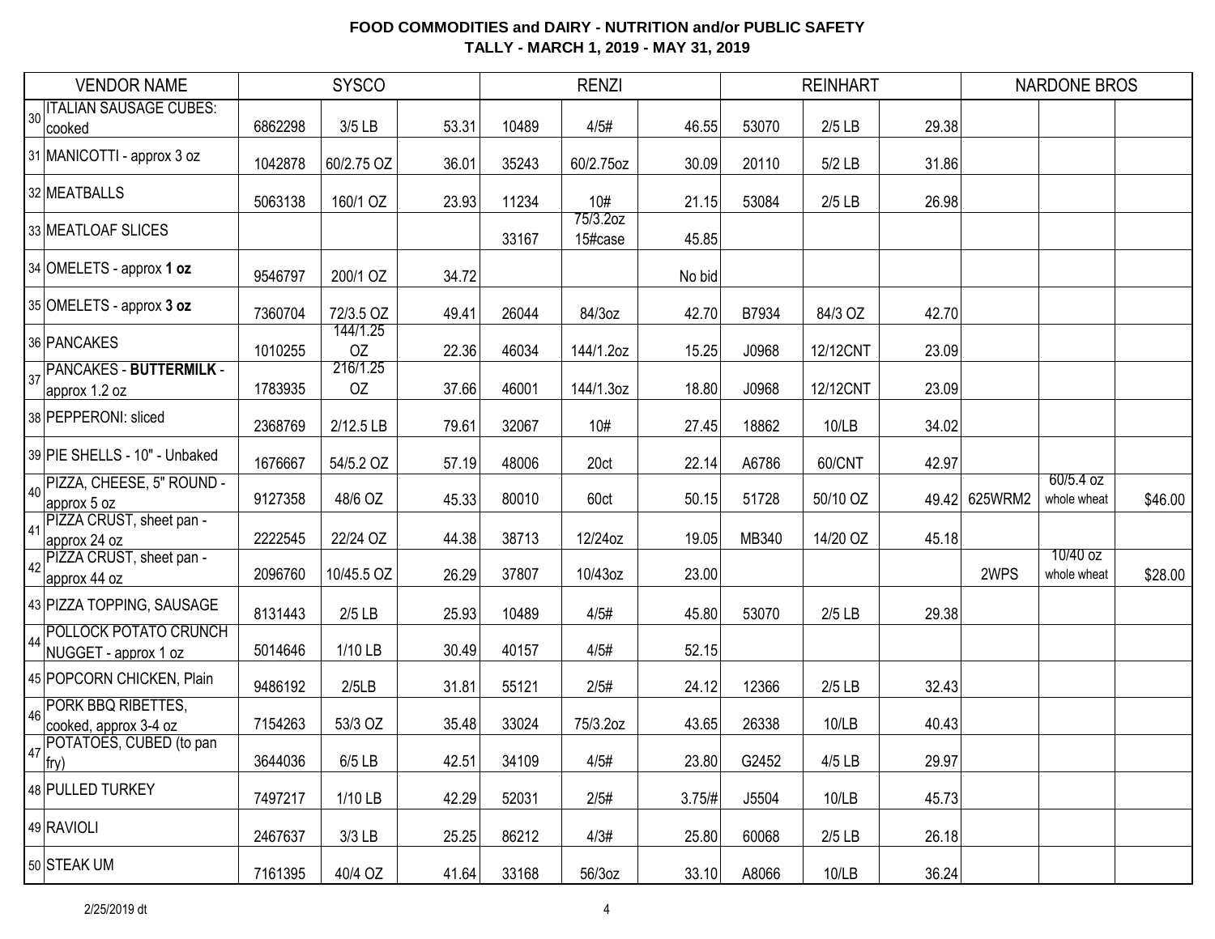**FOOD COMMODITIES and DAIRY - NUTRITION and/or PUBLIC SAFETY**
**TALLY - MARCH 1, 2019 - MAY 31, 2019**

| VENDOR NAME | SYSCO | | | RENZI | | | REINHART | | | NARDONE BROS | | |
|---|---|---|---|---|---|---|---|---|---|---|---|---|
| 30 ITALIAN SAUSAGE CUBES: cooked | 6862298 | 3/5 LB | 53.31 | 10489 | 4/5# | 46.55 | 53070 | 2/5 LB | 29.38 | | | |
| 31 MANICOTTI - approx 3 oz | 1042878 | 60/2.75 OZ | 36.01 | 35243 | 60/2.75oz | 30.09 | 20110 | 5/2 LB | 31.86 | | | |
| 32 MEATBALLS | 5063138 | 160/1 OZ | 23.93 | 11234 | 10# | 21.15 | 53084 | 2/5 LB | 26.98 | | | |
| 33 MEATLOAF SLICES | | | | 33167 | 75/3.2oz 15#case | 45.85 | | | | | | |
| 34 OMELETS - approx **1 oz** | 9546797 | 200/1 OZ | 34.72 | | | No bid | | | | | | |
| 35 OMELETS - approx **3 oz** | 7360704 | 72/3.5 OZ | 49.41 | 26044 | 84/3oz | 42.70 | B7934 | 84/3 OZ | 42.70 | | | |
| 36 PANCAKES | 1010255 | 144/1.25 OZ | 22.36 | 46034 | 144/1.2oz | 15.25 | J0968 | 12/12CNT | 23.09 | | | |
| 37 PANCAKES - **BUTTERMILK** - approx 1.2 oz | 1783935 | 216/1.25 OZ | 37.66 | 46001 | 144/1.3oz | 18.80 | J0968 | 12/12CNT | 23.09 | | | |
| 38 PEPPERONI: sliced | 2368769 | 2/12.5 LB | 79.61 | 32067 | 10# | 27.45 | 18862 | 10/LB | 34.02 | | | |
| 39 PIE SHELLS - 10" - Unbaked | 1676667 | 54/5.2 OZ | 57.19 | 48006 | 20ct | 22.14 | A6786 | 60/CNT | 42.97 | | | |
| 40 PIZZA, CHEESE, 5" ROUND - approx 5 oz | 9127358 | 48/6 OZ | 45.33 | 80010 | 60ct | 50.15 | 51728 | 50/10 OZ | 49.42 | 625WRM2 | 60/5.4 oz whole wheat | $46.00 |
| 41 PIZZA CRUST, sheet pan - approx 24 oz | 2222545 | 22/24 OZ | 44.38 | 38713 | 12/24oz | 19.05 | MB340 | 14/20 OZ | 45.18 | | | |
| 42 PIZZA CRUST, sheet pan - approx 44 oz | 2096760 | 10/45.5 OZ | 26.29 | 37807 | 10/43oz | 23.00 | | | | 2WPS | 10/40 oz whole wheat | $28.00 |
| 43 PIZZA TOPPING, SAUSAGE | 8131443 | 2/5 LB | 25.93 | 10489 | 4/5# | 45.80 | 53070 | 2/5 LB | 29.38 | | | |
| 44 POLLOCK POTATO CRUNCH NUGGET - approx 1 oz | 5014646 | 1/10 LB | 30.49 | 40157 | 4/5# | 52.15 | | | | | | |
| 45 POPCORN CHICKEN, Plain | 9486192 | 2/5LB | 31.81 | 55121 | 2/5# | 24.12 | 12366 | 2/5 LB | 32.43 | | | |
| 46 PORK BBQ RIBETTES, cooked, approx 3-4 oz | 7154263 | 53/3 OZ | 35.48 | 33024 | 75/3.2oz | 43.65 | 26338 | 10/LB | 40.43 | | | |
| 47 POTATOES, CUBED (to pan fry) | 3644036 | 6/5 LB | 42.51 | 34109 | 4/5# | 23.80 | G2452 | 4/5 LB | 29.97 | | | |
| 48 PULLED TURKEY | 7497217 | 1/10 LB | 42.29 | 52031 | 2/5# | 3.75/# | J5504 | 10/LB | 45.73 | | | |
| 49 RAVIOLI | 2467637 | 3/3 LB | 25.25 | 86212 | 4/3# | 25.80 | 60068 | 2/5 LB | 26.18 | | | |
| 50 STEAK UM | 7161395 | 40/4 OZ | 41.64 | 33168 | 56/3oz | 33.10 | A8066 | 10/LB | 36.24 | | | |

2/25/2019 dt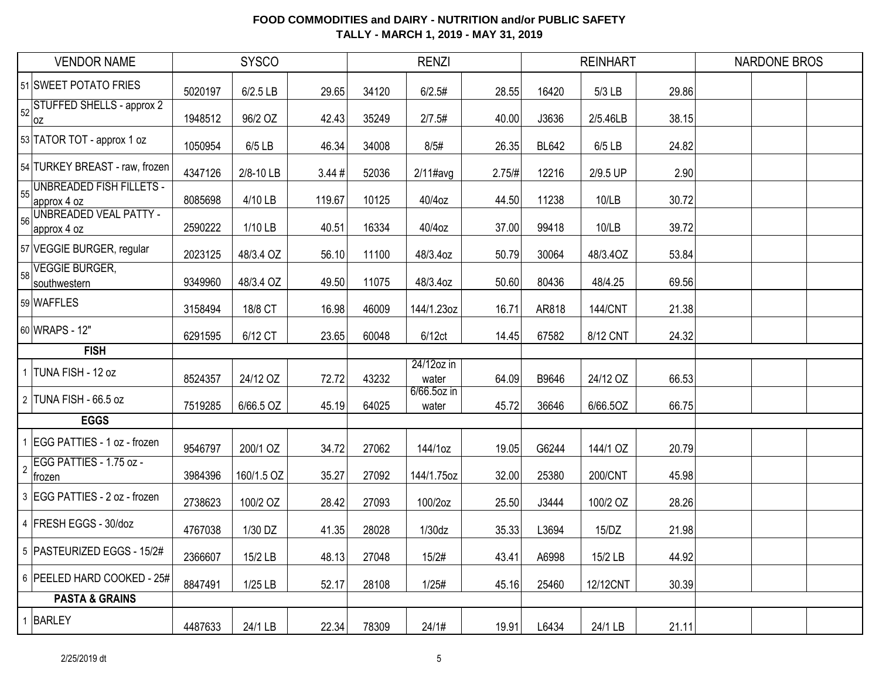**FOOD COMMODITIES and DAIRY - NUTRITION and/or PUBLIC SAFETY**
**TALLY - MARCH 1, 2019 - MAY 31, 2019**

| VENDOR NAME | SYSCO | | | RENZI | | | REINHART | | | NARDONE BROS | | |
|---|---|---|---|---|---|---|---|---|---|---|---|---|
| 51 SWEET POTATO FRIES | 5020197 | 6/2.5 LB | 29.65 | 34120 | 6/2.5# | 28.55 | 16420 | 5/3 LB | 29.86 | | | |
| 52 STUFFED SHELLS - approx 2 oz | 1948512 | 96/2 OZ | 42.43 | 35249 | 2/7.5# | 40.00 | J3636 | 2/5.46LB | 38.15 | | | |
| 53 TATOR TOT - approx 1 oz | 1050954 | 6/5 LB | 46.34 | 34008 | 8/5# | 26.35 | BL642 | 6/5 LB | 24.82 | | | |
| 54 TURKEY BREAST - raw, frozen | 4347126 | 2/8-10 LB | 3.44 # | 52036 | 2/11#avg | 2.75/# | 12216 | 2/9.5 UP | 2.90 | | | |
| 55 UNBREADED FISH FILLETS - approx 4 oz | 8085698 | 4/10 LB | 119.67 | 10125 | 40/4oz | 44.50 | 11238 | 10/LB | 30.72 | | | |
| 56 UNBREADED VEAL PATTY - approx 4 oz | 2590222 | 1/10 LB | 40.51 | 16334 | 40/4oz | 37.00 | 99418 | 10/LB | 39.72 | | | |
| 57 VEGGIE BURGER, regular | 2023125 | 48/3.4 OZ | 56.10 | 11100 | 48/3.4oz | 50.79 | 30064 | 48/3.4OZ | 53.84 | | | |
| 58 VEGGIE BURGER, southwestern | 9349960 | 48/3.4 OZ | 49.50 | 11075 | 48/3.4oz | 50.60 | 80436 | 48/4.25 | 69.56 | | | |
| 59 WAFFLES | 3158494 | 18/8 CT | 16.98 | 46009 | 144/1.23oz | 16.71 | AR818 | 144/CNT | 21.38 | | | |
| 60 WRAPS - 12" | 6291595 | 6/12 CT | 23.65 | 60048 | 6/12ct | 14.45 | 67582 | 8/12 CNT | 24.32 | | | |
| **FISH** | | | | | | | | | | | | |
| 1 TUNA FISH - 12 oz | 8524357 | 24/12 OZ | 72.72 | 43232 | 24/12oz in water | 64.09 | B9646 | 24/12 OZ | 66.53 | | | |
| 2 TUNA FISH - 66.5 oz | 7519285 | 6/66.5 OZ | 45.19 | 64025 | 6/66.5oz in water | 45.72 | 36646 | 6/66.5OZ | 66.75 | | | |
| **EGGS** | | | | | | | | | | | | |
| 1 EGG PATTIES - 1 oz - frozen | 9546797 | 200/1 OZ | 34.72 | 27062 | 144/1oz | 19.05 | G6244 | 144/1 OZ | 20.79 | | | |
| 2 EGG PATTIES - 1.75 oz - frozen | 3984396 | 160/1.5 OZ | 35.27 | 27092 | 144/1.75oz | 32.00 | 25380 | 200/CNT | 45.98 | | | |
| 3 EGG PATTIES - 2 oz - frozen | 2738623 | 100/2 OZ | 28.42 | 27093 | 100/2oz | 25.50 | J3444 | 100/2 OZ | 28.26 | | | |
| 4 FRESH EGGS - 30/doz | 4767038 | 1/30 DZ | 41.35 | 28028 | 1/30dz | 35.33 | L3694 | 15/DZ | 21.98 | | | |
| 5 PASTEURIZED EGGS - 15/2# | 2366607 | 15/2 LB | 48.13 | 27048 | 15/2# | 43.41 | A6998 | 15/2 LB | 44.92 | | | |
| 6 PEELED HARD COOKED - 25# | 8847491 | 1/25 LB | 52.17 | 28108 | 1/25# | 45.16 | 25460 | 12/12CNT | 30.39 | | | |
| **PASTA & GRAINS** | | | | | | | | | | | | |
| 1 BARLEY | 4487633 | 24/1 LB | 22.34 | 78309 | 24/1# | 19.91 | L6434 | 24/1 LB | 21.11 | | | |

2/25/2019 dt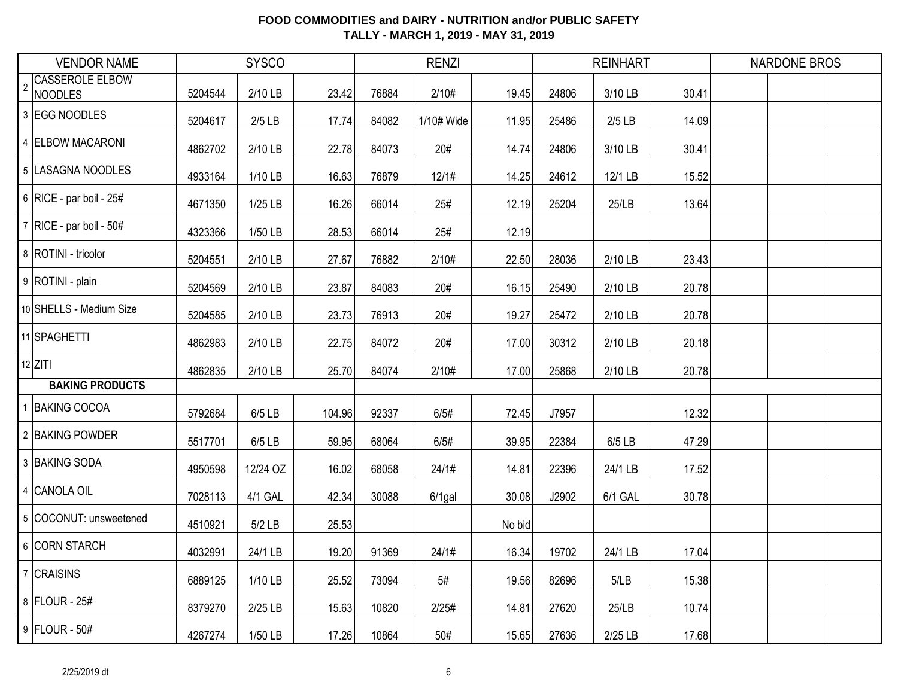**FOOD COMMODITIES and DAIRY - NUTRITION and/or PUBLIC SAFETY**
**TALLY - MARCH 1, 2019 - MAY 31, 2019**

| | VENDOR NAME | SYSCO | | | RENZI | | | REINHART | | | NARDONE BROS | | |
|---|---|---|---|---|---|---|---|---|---|---|---|---|---|
| 2 | CASSEROLE ELBOW NOODLES | 5204544 | 2/10 LB | 23.42 | 76884 | 2/10# | 19.45 | 24806 | 3/10 LB | 30.41 | | | |
| 3 | EGG NOODLES | 5204617 | 2/5 LB | 17.74 | 84082 | 1/10# Wide | 11.95 | 25486 | 2/5 LB | 14.09 | | | |
| 4 | ELBOW MACARONI | 4862702 | 2/10 LB | 22.78 | 84073 | 20# | 14.74 | 24806 | 3/10 LB | 30.41 | | | |
| 5 | LASAGNA NOODLES | 4933164 | 1/10 LB | 16.63 | 76879 | 12/1# | 14.25 | 24612 | 12/1 LB | 15.52 | | | |
| 6 | RICE - par boil - 25# | 4671350 | 1/25 LB | 16.26 | 66014 | 25# | 12.19 | 25204 | 25/LB | 13.64 | | | |
| 7 | RICE - par boil - 50# | 4323366 | 1/50 LB | 28.53 | 66014 | 25# | 12.19 | | | | | | |
| 8 | ROTINI - tricolor | 5204551 | 2/10 LB | 27.67 | 76882 | 2/10# | 22.50 | 28036 | 2/10 LB | 23.43 | | | |
| 9 | ROTINI - plain | 5204569 | 2/10 LB | 23.87 | 84083 | 20# | 16.15 | 25490 | 2/10 LB | 20.78 | | | |
| 10 | SHELLS - Medium Size | 5204585 | 2/10 LB | 23.73 | 76913 | 20# | 19.27 | 25472 | 2/10 LB | 20.78 | | | |
| 11 | SPAGHETTI | 4862983 | 2/10 LB | 22.75 | 84072 | 20# | 17.00 | 30312 | 2/10 LB | 20.18 | | | |
| 12 | ZITI | 4862835 | 2/10 LB | 25.70 | 84074 | 2/10# | 17.00 | 25868 | 2/10 LB | 20.78 | | | |
| | **BAKING PRODUCTS** | | | | | | | | | | | | |
| 1 | BAKING COCOA | 5792684 | 6/5 LB | 104.96 | 92337 | 6/5# | 72.45 | J7957 | | 12.32 | | | |
| 2 | BAKING POWDER | 5517701 | 6/5 LB | 59.95 | 68064 | 6/5# | 39.95 | 22384 | 6/5 LB | 47.29 | | | |
| 3 | BAKING SODA | 4950598 | 12/24 OZ | 16.02 | 68058 | 24/1# | 14.81 | 22396 | 24/1 LB | 17.52 | | | |
| 4 | CANOLA OIL | 7028113 | 4/1 GAL | 42.34 | 30088 | 6/1gal | 30.08 | J2902 | 6/1 GAL | 30.78 | | | |
| 5 | COCONUT: unsweetened | 4510921 | 5/2 LB | 25.53 | | | No bid | | | | | | |
| 6 | CORN STARCH | 4032991 | 24/1 LB | 19.20 | 91369 | 24/1# | 16.34 | 19702 | 24/1 LB | 17.04 | | | |
| 7 | CRAISINS | 6889125 | 1/10 LB | 25.52 | 73094 | 5# | 19.56 | 82696 | 5/LB | 15.38 | | | |
| 8 | FLOUR - 25# | 8379270 | 2/25 LB | 15.63 | 10820 | 2/25# | 14.81 | 27620 | 25/LB | 10.74 | | | |
| 9 | FLOUR - 50# | 4267274 | 1/50 LB | 17.26 | 10864 | 50# | 15.65 | 27636 | 2/25 LB | 17.68 | | | |

2/25/2019 dt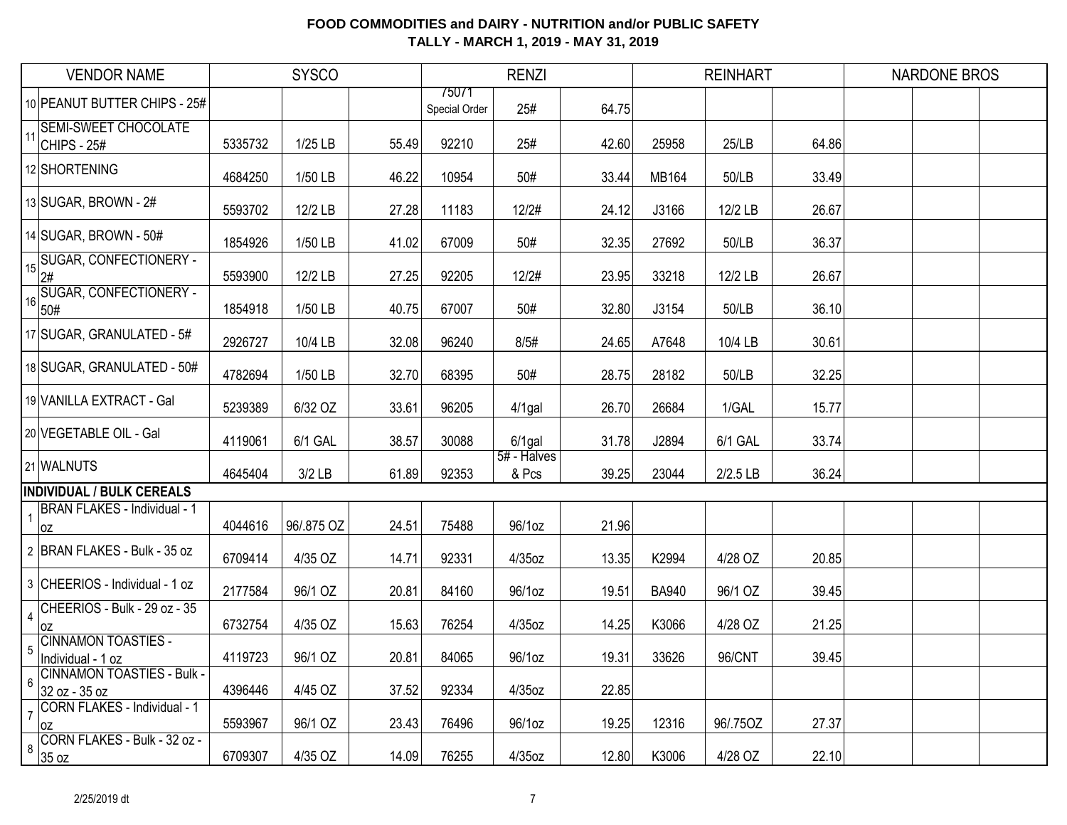**FOOD COMMODITIES and DAIRY - NUTRITION and/or PUBLIC SAFETY**
**TALLY - MARCH 1, 2019 - MAY 31, 2019**

| | VENDOR NAME | SYSCO | | | RENZI | | | REINHART | | | NARDONE BROS | | |
|---|---|---|---|---|---|---|---|---|---|---|---|---|---|
| 10 | PEANUT BUTTER CHIPS - 25# | | | | 75071 Special Order | 25# | 64.75 | | | | | | |
| 11 | SEMI-SWEET CHOCOLATE CHIPS - 25# | 5335732 | 1/25 LB | 55.49 | 92210 | 25# | 42.60 | 25958 | 25/LB | 64.86 | | | |
| 12 | SHORTENING | 4684250 | 1/50 LB | 46.22 | 10954 | 50# | 33.44 | MB164 | 50/LB | 33.49 | | | |
| 13 | SUGAR, BROWN - 2# | 5593702 | 12/2 LB | 27.28 | 11183 | 12/2# | 24.12 | J3166 | 12/2 LB | 26.67 | | | |
| 14 | SUGAR, BROWN - 50# | 1854926 | 1/50 LB | 41.02 | 67009 | 50# | 32.35 | 27692 | 50/LB | 36.37 | | | |
| 15 | SUGAR, CONFECTIONERY - 2# | 5593900 | 12/2 LB | 27.25 | 92205 | 12/2# | 23.95 | 33218 | 12/2 LB | 26.67 | | | |
| 16 | SUGAR, CONFECTIONERY - 50# | 1854918 | 1/50 LB | 40.75 | 67007 | 50# | 32.80 | J3154 | 50/LB | 36.10 | | | |
| 17 | SUGAR, GRANULATED - 5# | 2926727 | 10/4 LB | 32.08 | 96240 | 8/5# | 24.65 | A7648 | 10/4 LB | 30.61 | | | |
| 18 | SUGAR, GRANULATED - 50# | 4782694 | 1/50 LB | 32.70 | 68395 | 50# | 28.75 | 28182 | 50/LB | 32.25 | | | |
| 19 | VANILLA EXTRACT - Gal | 5239389 | 6/32 OZ | 33.61 | 96205 | 4/1gal | 26.70 | 26684 | 1/GAL | 15.77 | | | |
| 20 | VEGETABLE OIL - Gal | 4119061 | 6/1 GAL | 38.57 | 30088 | 6/1gal | 31.78 | J2894 | 6/1 GAL | 33.74 | | | |
| 21 | WALNUTS | 4645404 | 3/2 LB | 61.89 | 92353 | 5# - Halves & Pcs | 39.25 | 23044 | 2/2.5 LB | 36.24 | | | |
| **INDIVIDUAL / BULK CEREALS** | | | | | | | | | | | | | |
| 1 | BRAN FLAKES - Individual - 1 oz | 4044616 | 96/.875 OZ | 24.51 | 75488 | 96/1oz | 21.96 | | | | | | |
| 2 | BRAN FLAKES - Bulk - 35 oz | 6709414 | 4/35 OZ | 14.71 | 92331 | 4/35oz | 13.35 | K2994 | 4/28 OZ | 20.85 | | | |
| 3 | CHEERIOS - Individual - 1 oz | 2177584 | 96/1 OZ | 20.81 | 84160 | 96/1oz | 19.51 | BA940 | 96/1 OZ | 39.45 | | | |
| 4 | CHEERIOS - Bulk - 29 oz - 35 oz | 6732754 | 4/35 OZ | 15.63 | 76254 | 4/35oz | 14.25 | K3066 | 4/28 OZ | 21.25 | | | |
| 5 | CINNAMON TOASTIES - Individual - 1 oz | 4119723 | 96/1 OZ | 20.81 | 84065 | 96/1oz | 19.31 | 33626 | 96/CNT | 39.45 | | | |
| 6 | CINNAMON TOASTIES - Bulk - 32 oz - 35 oz | 4396446 | 4/45 OZ | 37.52 | 92334 | 4/35oz | 22.85 | | | | | | |
| 7 | CORN FLAKES - Individual - 1 oz | 5593967 | 96/1 OZ | 23.43 | 76496 | 96/1oz | 19.25 | 12316 | 96/.75OZ | 27.37 | | | |
| 8 | CORN FLAKES - Bulk - 32 oz - 35 oz | 6709307 | 4/35 OZ | 14.09 | 76255 | 4/35oz | 12.80 | K3006 | 4/28 OZ | 22.10 | | | |

2/25/2019 dt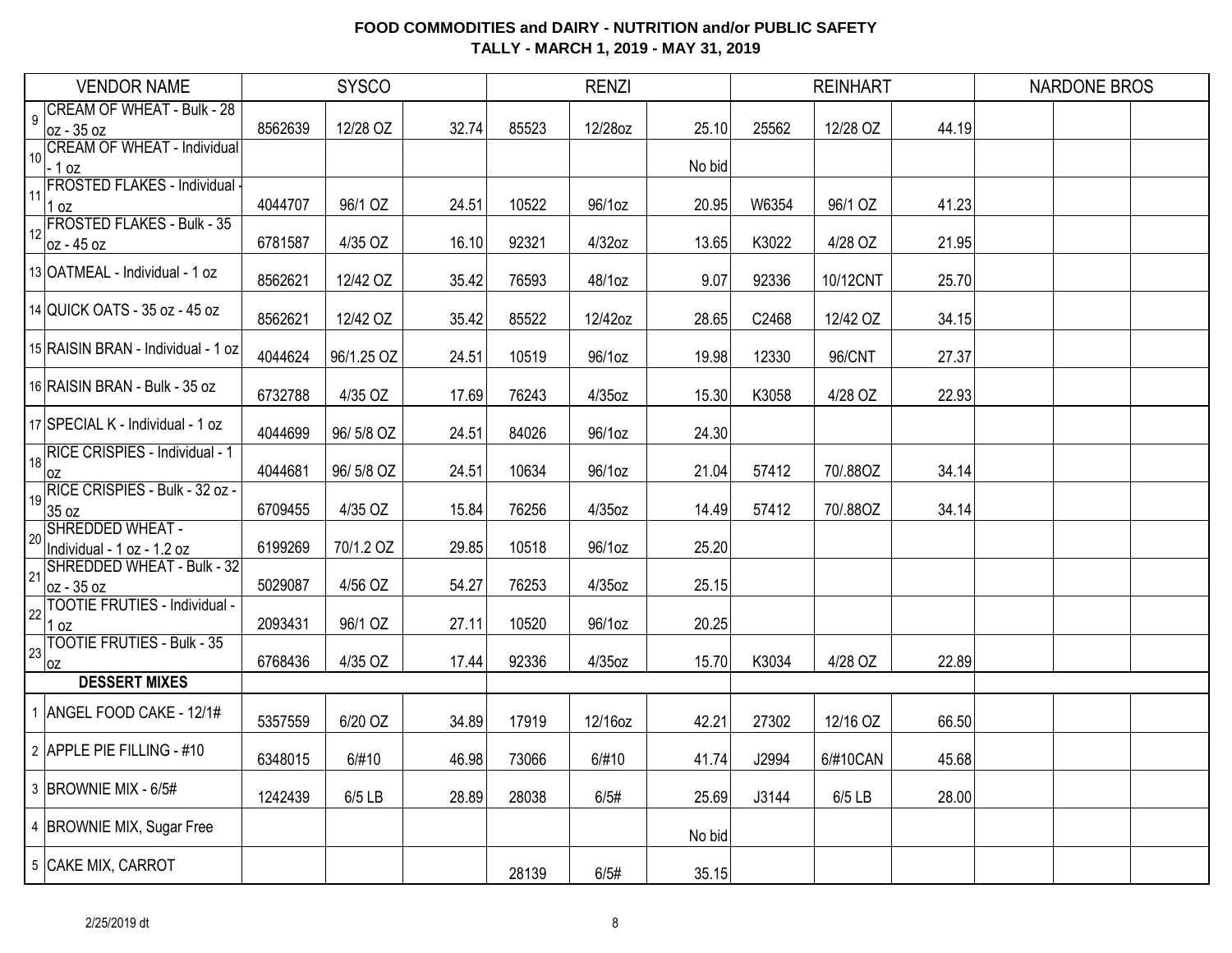**FOOD COMMODITIES and DAIRY - NUTRITION and/or PUBLIC SAFETY**
**TALLY - MARCH 1, 2019 - MAY 31, 2019**

| VENDOR NAME | SYSCO | | | RENZI | | | REINHART | | | NARDONE BROS | | |
|---|---|---|---|---|---|---|---|---|---|---|---|---|
| 9 CREAM OF WHEAT - Bulk - 28 oz - 35 oz | 8562639 | 12/28 OZ | 32.74 | 85523 | 12/28oz | 25.10 | 25562 | 12/28 OZ | 44.19 | | | |
| 10 CREAM OF WHEAT - Individual - 1 oz | | | | | | No bid | | | | | | |
| 11 FROSTED FLAKES - Individual - 1 oz | 4044707 | 96/1 OZ | 24.51 | 10522 | 96/1oz | 20.95 | W6354 | 96/1 OZ | 41.23 | | | |
| 12 FROSTED FLAKES - Bulk - 35 oz - 45 oz | 6781587 | 4/35 OZ | 16.10 | 92321 | 4/32oz | 13.65 | K3022 | 4/28 OZ | 21.95 | | | |
| 13 OATMEAL - Individual - 1 oz | 8562621 | 12/42 OZ | 35.42 | 76593 | 48/1oz | 9.07 | 92336 | 10/12CNT | 25.70 | | | |
| 14 QUICK OATS - 35 oz - 45 oz | 8562621 | 12/42 OZ | 35.42 | 85522 | 12/42oz | 28.65 | C2468 | 12/42 OZ | 34.15 | | | |
| 15 RAISIN BRAN - Individual - 1 oz | 4044624 | 96/1.25 OZ | 24.51 | 10519 | 96/1oz | 19.98 | 12330 | 96/CNT | 27.37 | | | |
| 16 RAISIN BRAN - Bulk - 35 oz | 6732788 | 4/35 OZ | 17.69 | 76243 | 4/35oz | 15.30 | K3058 | 4/28 OZ | 22.93 | | | |
| 17 SPECIAL K - Individual - 1 oz | 4044699 | 96/ 5/8 OZ | 24.51 | 84026 | 96/1oz | 24.30 | | | | | | |
| 18 RICE CRISPIES - Individual - 1 oz | 4044681 | 96/ 5/8 OZ | 24.51 | 10634 | 96/1oz | 21.04 | 57412 | 70/.88OZ | 34.14 | | | |
| 19 RICE CRISPIES - Bulk - 32 oz - 35 oz | 6709455 | 4/35 OZ | 15.84 | 76256 | 4/35oz | 14.49 | 57412 | 70/.88OZ | 34.14 | | | |
| 20 SHREDDED WHEAT - Individual - 1 oz - 1.2 oz | 6199269 | 70/1.2 OZ | 29.85 | 10518 | 96/1oz | 25.20 | | | | | | |
| 21 SHREDDED WHEAT - Bulk - 32 oz - 35 oz | 5029087 | 4/56 OZ | 54.27 | 76253 | 4/35oz | 25.15 | | | | | | |
| 22 TOOTIE FRUTIES - Individual - 1 oz | 2093431 | 96/1 OZ | 27.11 | 10520 | 96/1oz | 20.25 | | | | | | |
| 23 TOOTIE FRUTIES - Bulk - 35 oz | 6768436 | 4/35 OZ | 17.44 | 92336 | 4/35oz | 15.70 | K3034 | 4/28 OZ | 22.89 | | | |
| **DESSERT MIXES** | | | | | | | | | | | | |
| 1 ANGEL FOOD CAKE - 12/1# | 5357559 | 6/20 OZ | 34.89 | 17919 | 12/16oz | 42.21 | 27302 | 12/16 OZ | 66.50 | | | |
| 2 APPLE PIE FILLING - #10 | 6348015 | 6/#10 | 46.98 | 73066 | 6/#10 | 41.74 | J2994 | 6/#10CAN | 45.68 | | | |
| 3 BROWNIE MIX - 6/5# | 1242439 | 6/5 LB | 28.89 | 28038 | 6/5# | 25.69 | J3144 | 6/5 LB | 28.00 | | | |
| 4 BROWNIE MIX, Sugar Free | | | | | | No bid | | | | | | |
| 5 CAKE MIX, CARROT | | | | 28139 | 6/5# | 35.15 | | | | | | |

2/25/2019 dt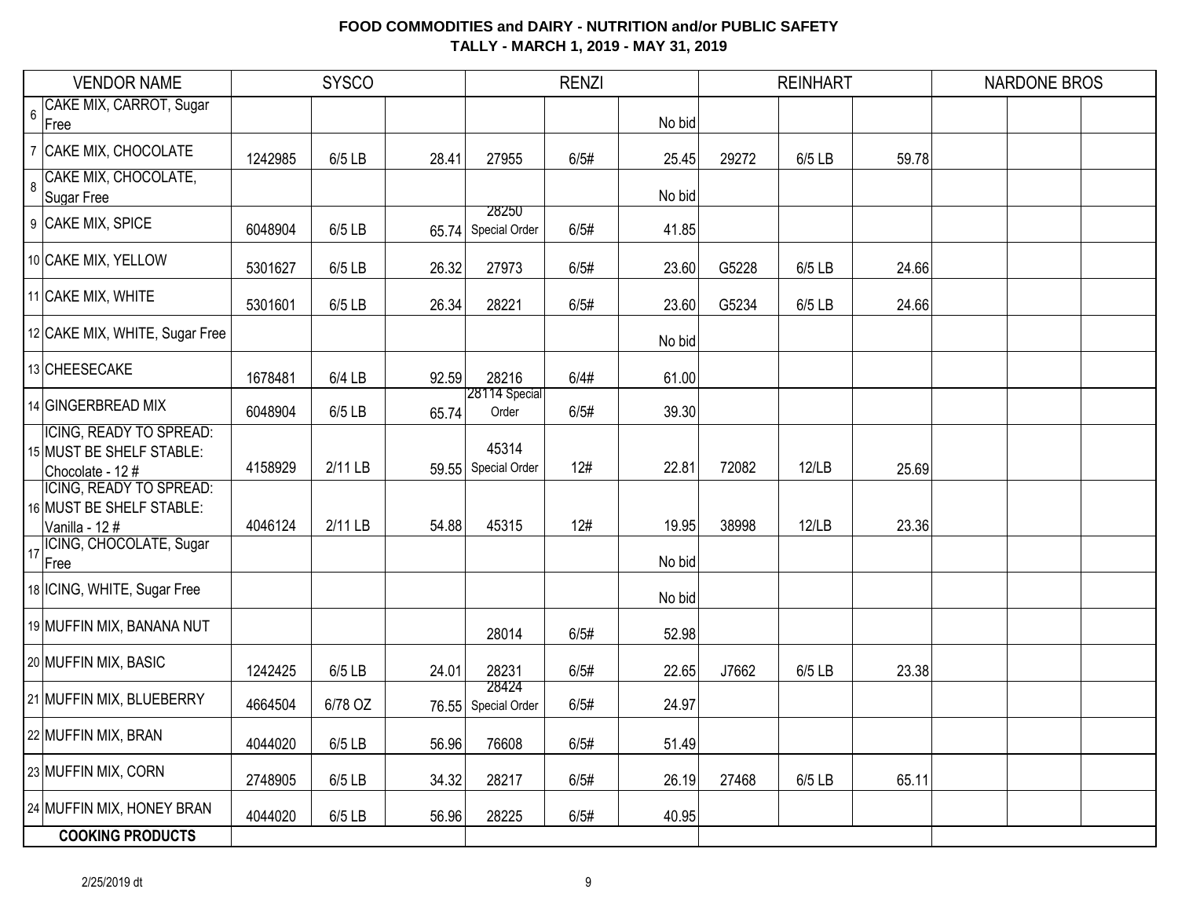# FOOD COMMODITIES and DAIRY - NUTRITION and/or PUBLIC SAFETY
## TALLY - MARCH 1, 2019 - MAY 31, 2019

| | VENDOR NAME | SYSCO | | | RENZI | | | REINHART | | | NARDONE BROS | | |
|---|---|---|---|---|---|---|---|---|---|---|---|---|---|
| 6 | CAKE MIX, CARROT, Sugar Free | | | | | | No bid | | | | | | |
| 7 | CAKE MIX, CHOCOLATE | 1242985 | 6/5 LB | 28.41 | 27955 | 6/5# | 25.45 | 29272 | 6/5 LB | 59.78 | | | |
| 8 | CAKE MIX, CHOCOLATE, Sugar Free | | | | | | No bid | | | | | | |
| 9 | CAKE MIX, SPICE | 6048904 | 6/5 LB | 65.74 | 28250 Special Order | 6/5# | 41.85 | | | | | | |
| 10 | CAKE MIX, YELLOW | 5301627 | 6/5 LB | 26.32 | 27973 | 6/5# | 23.60 | G5228 | 6/5 LB | 24.66 | | | |
| 11 | CAKE MIX, WHITE | 5301601 | 6/5 LB | 26.34 | 28221 | 6/5# | 23.60 | G5234 | 6/5 LB | 24.66 | | | |
| 12 | CAKE MIX, WHITE, Sugar Free | | | | | | No bid | | | | | | |
| 13 | CHEESECAKE | 1678481 | 6/4 LB | 92.59 | 28216 | 6/4# | 61.00 | | | | | | |
| 14 | GINGERBREAD MIX | 6048904 | 6/5 LB | 65.74 | 28114 Special Order | 6/5# | 39.30 | | | | | | |
| 15 | ICING, READY TO SPREAD: MUST BE SHELF STABLE: Chocolate - 12 # | 4158929 | 2/11 LB | 59.55 | 45314 Special Order | 12# | 22.81 | 72082 | 12/LB | 25.69 | | | |
| 16 | ICING, READY TO SPREAD: MUST BE SHELF STABLE: Vanilla - 12 # | 4046124 | 2/11 LB | 54.88 | 45315 | 12# | 19.95 | 38998 | 12/LB | 23.36 | | | |
| 17 | ICING, CHOCOLATE, Sugar Free | | | | | | No bid | | | | | | |
| 18 | ICING, WHITE, Sugar Free | | | | | | No bid | | | | | | |
| 19 | MUFFIN MIX, BANANA NUT | | | | 28014 | 6/5# | 52.98 | | | | | | |
| 20 | MUFFIN MIX, BASIC | 1242425 | 6/5 LB | 24.01 | 28231 | 6/5# | 22.65 | J7662 | 6/5 LB | 23.38 | | | |
| 21 | MUFFIN MIX, BLUEBERRY | 4664504 | 6/78 OZ | 76.55 | 28424 Special Order | 6/5# | 24.97 | | | | | | |
| 22 | MUFFIN MIX, BRAN | 4044020 | 6/5 LB | 56.96 | 76608 | 6/5# | 51.49 | | | | | | |
| 23 | MUFFIN MIX, CORN | 2748905 | 6/5 LB | 34.32 | 28217 | 6/5# | 26.19 | 27468 | 6/5 LB | 65.11 | | | |
| 24 | MUFFIN MIX, HONEY BRAN | 4044020 | 6/5 LB | 56.96 | 28225 | 6/5# | 40.95 | | | | | | |
| | **COOKING PRODUCTS** | | | | | | | | | | | | |

2/25/2019 dt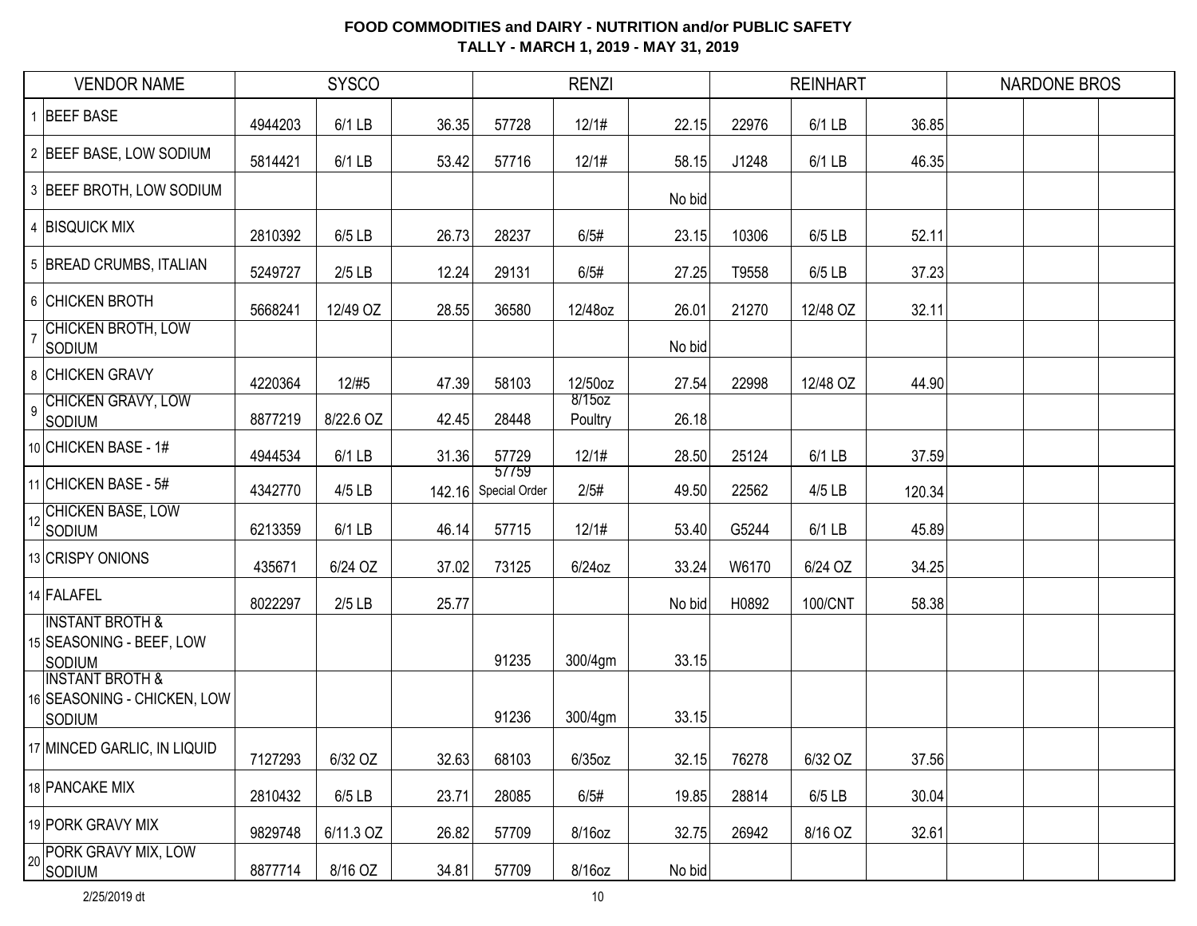# FOOD COMMODITIES and DAIRY - NUTRITION and/or PUBLIC SAFETY
## TALLY - MARCH 1, 2019 - MAY 31, 2019

| | VENDOR NAME | SYSCO | | | RENZI | | | REINHART | | | NARDONE BROS | | |
|---|---|---|---|---|---|---|---|---|---|---|---|---|---|
| 1 | BEEF BASE | 4944203 | 6/1 LB | 36.35 | 57728 | 12/1# | 22.15 | 22976 | 6/1 LB | 36.85 | | | |
| 2 | BEEF BASE, LOW SODIUM | 5814421 | 6/1 LB | 53.42 | 57716 | 12/1# | 58.15 | J1248 | 6/1 LB | 46.35 | | | |
| 3 | BEEF BROTH, LOW SODIUM | | | | | | No bid | | | | | | |
| 4 | BISQUICK MIX | 2810392 | 6/5 LB | 26.73 | 28237 | 6/5# | 23.15 | 10306 | 6/5 LB | 52.11 | | | |
| 5 | BREAD CRUMBS, ITALIAN | 5249727 | 2/5 LB | 12.24 | 29131 | 6/5# | 27.25 | T9558 | 6/5 LB | 37.23 | | | |
| 6 | CHICKEN BROTH | 5668241 | 12/49 OZ | 28.55 | 36580 | 12/48oz | 26.01 | 21270 | 12/48 OZ | 32.11 | | | |
| 7 | CHICKEN BROTH, LOW SODIUM | | | | | | No bid | | | | | | |
| 8 | CHICKEN GRAVY | 4220364 | 12/#5 | 47.39 | 58103 | 12/50oz | 27.54 | 22998 | 12/48 OZ | 44.90 | | | |
| 9 | CHICKEN GRAVY, LOW SODIUM | 8877219 | 8/22.6 OZ | 42.45 | 28448 | 8/15oz Poultry | 26.18 | | | | | | |
| 10 | CHICKEN BASE - 1# | 4944534 | 6/1 LB | 31.36 | 57729 | 12/1# | 28.50 | 25124 | 6/1 LB | 37.59 | | | |
| 11 | CHICKEN BASE - 5# | 4342770 | 4/5 LB | 142.16 | 57759 Special Order | 2/5# | 49.50 | 22562 | 4/5 LB | 120.34 | | | |
| 12 | CHICKEN BASE, LOW SODIUM | 6213359 | 6/1 LB | 46.14 | 57715 | 12/1# | 53.40 | G5244 | 6/1 LB | 45.89 | | | |
| 13 | CRISPY ONIONS | 435671 | 6/24 OZ | 37.02 | 73125 | 6/24oz | 33.24 | W6170 | 6/24 OZ | 34.25 | | | |
| 14 | FALAFEL | 8022297 | 2/5 LB | 25.77 | | | No bid | H0892 | 100/CNT | 58.38 | | | |
| 15 | INSTANT BROTH & SEASONING - BEEF, LOW SODIUM | | | | 91235 | 300/4gm | 33.15 | | | | | | |
| 16 | INSTANT BROTH & SEASONING - CHICKEN, LOW SODIUM | | | | 91236 | 300/4gm | 33.15 | | | | | | |
| 17 | MINCED GARLIC, IN LIQUID | 7127293 | 6/32 OZ | 32.63 | 68103 | 6/35oz | 32.15 | 76278 | 6/32 OZ | 37.56 | | | |
| 18 | PANCAKE MIX | 2810432 | 6/5 LB | 23.71 | 28085 | 6/5# | 19.85 | 28814 | 6/5 LB | 30.04 | | | |
| 19 | PORK GRAVY MIX | 9829748 | 6/11.3 OZ | 26.82 | 57709 | 8/16oz | 32.75 | 26942 | 8/16 OZ | 32.61 | | | |
| 20 | PORK GRAVY MIX, LOW SODIUM | 8877714 | 8/16 OZ | 34.81 | 57709 | 8/16oz | No bid | | | | | | |

2/25/2019 dt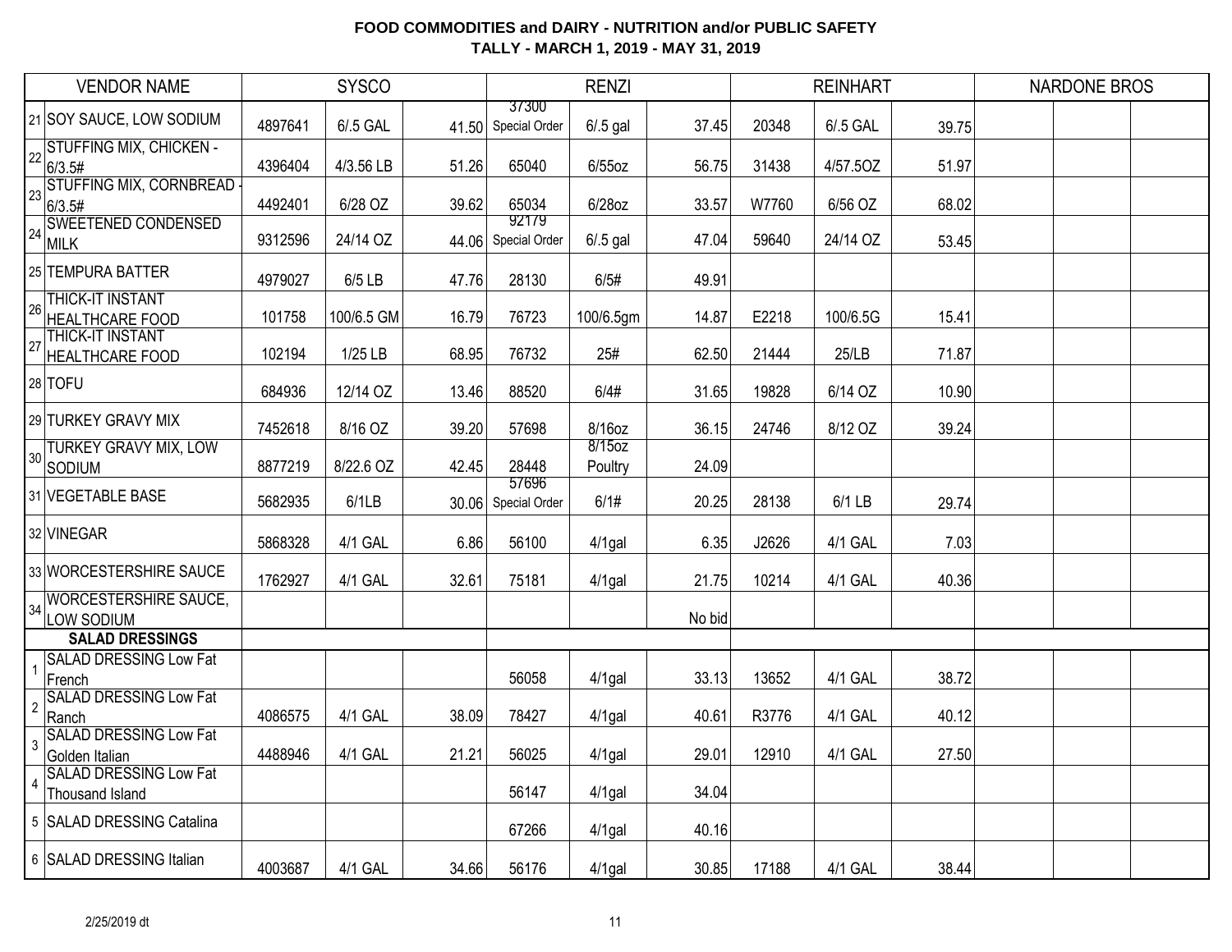**FOOD COMMODITIES and DAIRY - NUTRITION and/or PUBLIC SAFETY**
**TALLY - MARCH 1, 2019 - MAY 31, 2019**

| | VENDOR NAME | SYSCO | | | RENZI | | | REINHART | | | NARDONE BROS | | |
|---|---|---|---|---|---|---|---|---|---|---|---|---|---|
| 21 | SOY SAUCE, LOW SODIUM | 4897641 | 6/.5 GAL | 41.50 | 37300 Special Order | 6/.5 gal | 37.45 | 20348 | 6/.5 GAL | 39.75 | | | |
| 22 | STUFFING MIX, CHICKEN - 6/3.5# | 4396404 | 4/3.56 LB | 51.26 | 65040 | 6/55oz | 56.75 | 31438 | 4/57.5OZ | 51.97 | | | |
| 23 | STUFFING MIX, CORNBREAD - 6/3.5# | 4492401 | 6/28 OZ | 39.62 | 65034 | 6/28oz | 33.57 | W7760 | 6/56 OZ | 68.02 | | | |
| 24 | SWEETENED CONDENSED MILK | 9312596 | 24/14 OZ | 44.06 | 92179 Special Order | 6/.5 gal | 47.04 | 59640 | 24/14 OZ | 53.45 | | | |
| 25 | TEMPURA BATTER | 4979027 | 6/5 LB | 47.76 | 28130 | 6/5# | 49.91 | | | | | | |
| 26 | THICK-IT INSTANT HEALTHCARE FOOD | 101758 | 100/6.5 GM | 16.79 | 76723 | 100/6.5gm | 14.87 | E2218 | 100/6.5G | 15.41 | | | |
| 27 | THICK-IT INSTANT HEALTHCARE FOOD | 102194 | 1/25 LB | 68.95 | 76732 | 25# | 62.50 | 21444 | 25/LB | 71.87 | | | |
| 28 | TOFU | 684936 | 12/14 OZ | 13.46 | 88520 | 6/4# | 31.65 | 19828 | 6/14 OZ | 10.90 | | | |
| 29 | TURKEY GRAVY MIX | 7452618 | 8/16 OZ | 39.20 | 57698 | 8/16oz | 36.15 | 24746 | 8/12 OZ | 39.24 | | | |
| 30 | TURKEY GRAVY MIX, LOW SODIUM | 8877219 | 8/22.6 OZ | 42.45 | 28448 | 8/15oz Poultry | 24.09 | | | | | | |
| 31 | VEGETABLE BASE | 5682935 | 6/1LB | 30.06 | 57696 Special Order | 6/1# | 20.25 | 28138 | 6/1 LB | 29.74 | | | |
| 32 | VINEGAR | 5868328 | 4/1 GAL | 6.86 | 56100 | 4/1gal | 6.35 | J2626 | 4/1 GAL | 7.03 | | | |
| 33 | WORCESTERSHIRE SAUCE | 1762927 | 4/1 GAL | 32.61 | 75181 | 4/1gal | 21.75 | 10214 | 4/1 GAL | 40.36 | | | |
| 34 | WORCESTERSHIRE SAUCE, LOW SODIUM | | | | | | No bid | | | | | | |
| | **SALAD DRESSINGS** | | | | | | | | | | | | |
| 1 | SALAD DRESSING Low Fat French | | | | 56058 | 4/1gal | 33.13 | 13652 | 4/1 GAL | 38.72 | | | |
| 2 | SALAD DRESSING Low Fat Ranch | 4086575 | 4/1 GAL | 38.09 | 78427 | 4/1gal | 40.61 | R3776 | 4/1 GAL | 40.12 | | | |
| 3 | SALAD DRESSING Low Fat Golden Italian | 4488946 | 4/1 GAL | 21.21 | 56025 | 4/1gal | 29.01 | 12910 | 4/1 GAL | 27.50 | | | |
| 4 | SALAD DRESSING Low Fat Thousand Island | | | | 56147 | 4/1gal | 34.04 | | | | | | |
| 5 | SALAD DRESSING Catalina | | | | 67266 | 4/1gal | 40.16 | | | | | | |
| 6 | SALAD DRESSING Italian | 4003687 | 4/1 GAL | 34.66 | 56176 | 4/1gal | 30.85 | 17188 | 4/1 GAL | 38.44 | | | |

2/25/2019 dt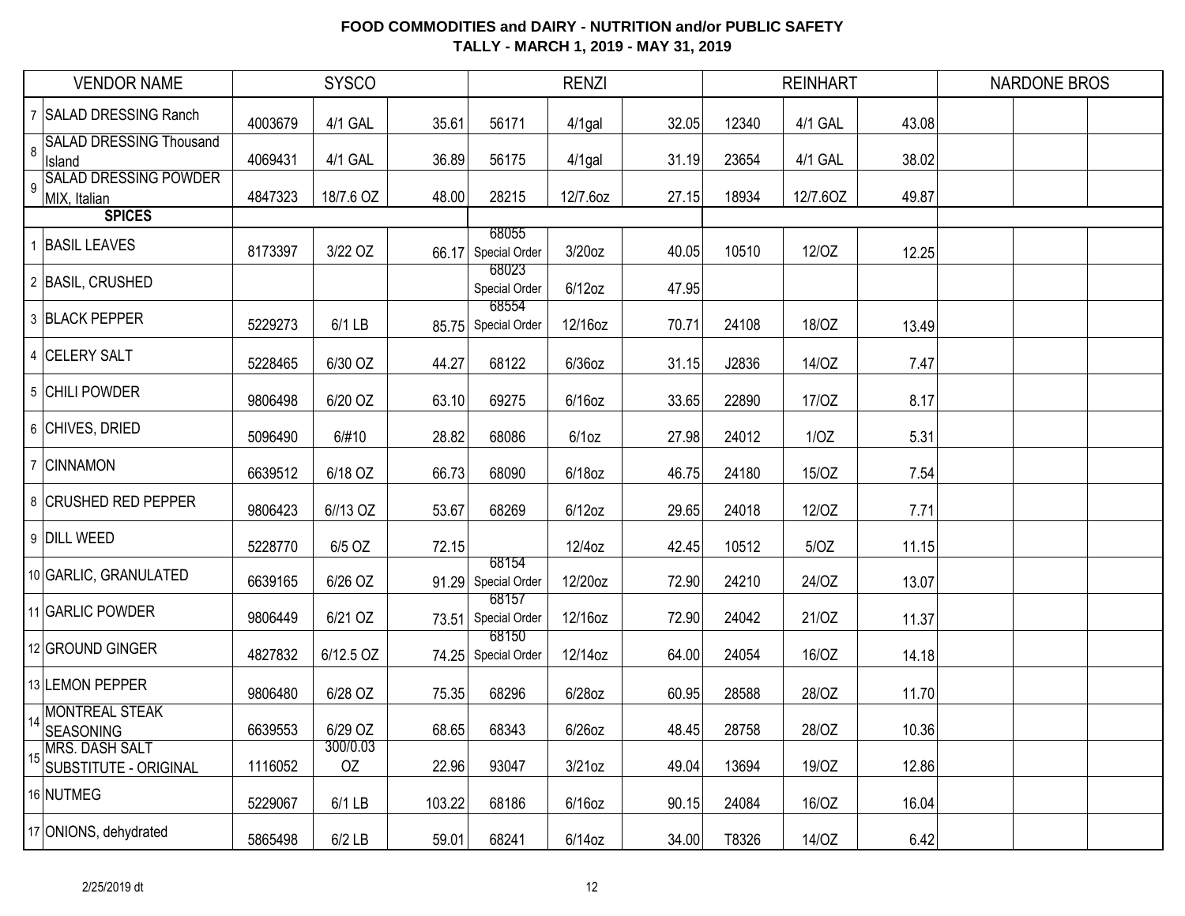# FOOD COMMODITIES and DAIRY - NUTRITION and/or PUBLIC SAFETY

## TALLY - MARCH 1, 2019 - MAY 31, 2019

| | VENDOR NAME | SYSCO | | | RENZI | | | REINHART | | | NARDONE BROS | | |
|---|---|---|---|---|---|---|---|---|---|---|---|---|---|
| 7 | SALAD DRESSING Ranch | 4003679 | 4/1 GAL | 35.61 | 56171 | 4/1gal | 32.05 | 12340 | 4/1 GAL | 43.08 | | | |
| 8 | SALAD DRESSING Thousand Island | 4069431 | 4/1 GAL | 36.89 | 56175 | 4/1gal | 31.19 | 23654 | 4/1 GAL | 38.02 | | | |
| 9 | SALAD DRESSING POWDER MIX, Italian | 4847323 | 18/7.6 OZ | 48.00 | 28215 | 12/7.6oz | 27.15 | 18934 | 12/7.6OZ | 49.87 | | | |
| | **SPICES** | | | | | | | | | | | | |
| 1 | BASIL LEAVES | 8173397 | 3/22 OZ | 66.17 | 68055 Special Order | 3/20oz | 40.05 | 10510 | 12/OZ | 12.25 | | | |
| 2 | BASIL, CRUSHED | | | | 68023 Special Order | 6/12oz | 47.95 | | | | | | |
| 3 | BLACK PEPPER | 5229273 | 6/1 LB | 85.75 | 68554 Special Order | 12/16oz | 70.71 | 24108 | 18/OZ | 13.49 | | | |
| 4 | CELERY SALT | 5228465 | 6/30 OZ | 44.27 | 68122 | 6/36oz | 31.15 | J2836 | 14/OZ | 7.47 | | | |
| 5 | CHILI POWDER | 9806498 | 6/20 OZ | 63.10 | 69275 | 6/16oz | 33.65 | 22890 | 17/OZ | 8.17 | | | |
| 6 | CHIVES, DRIED | 5096490 | 6/#10 | 28.82 | 68086 | 6/1oz | 27.98 | 24012 | 1/OZ | 5.31 | | | |
| 7 | CINNAMON | 6639512 | 6/18 OZ | 66.73 | 68090 | 6/18oz | 46.75 | 24180 | 15/OZ | 7.54 | | | |
| 8 | CRUSHED RED PEPPER | 9806423 | 6//13 OZ | 53.67 | 68269 | 6/12oz | 29.65 | 24018 | 12/OZ | 7.71 | | | |
| 9 | DILL WEED | 5228770 | 6/5 OZ | 72.15 | | 12/4oz | 42.45 | 10512 | 5/OZ | 11.15 | | | |
| 10 | GARLIC, GRANULATED | 6639165 | 6/26 OZ | 91.29 | 68154 Special Order | 12/20oz | 72.90 | 24210 | 24/OZ | 13.07 | | | |
| 11 | GARLIC POWDER | 9806449 | 6/21 OZ | 73.51 | 68157 Special Order | 12/16oz | 72.90 | 24042 | 21/OZ | 11.37 | | | |
| 12 | GROUND GINGER | 4827832 | 6/12.5 OZ | 74.25 | 68150 Special Order | 12/14oz | 64.00 | 24054 | 16/OZ | 14.18 | | | |
| 13 | LEMON PEPPER | 9806480 | 6/28 OZ | 75.35 | 68296 | 6/28oz | 60.95 | 28588 | 28/OZ | 11.70 | | | |
| 14 | MONTREAL STEAK SEASONING | 6639553 | 6/29 OZ | 68.65 | 68343 | 6/26oz | 48.45 | 28758 | 28/OZ | 10.36 | | | |
| 15 | MRS. DASH SALT SUBSTITUTE - ORIGINAL | 1116052 | 300/0.03 OZ | 22.96 | 93047 | 3/21oz | 49.04 | 13694 | 19/OZ | 12.86 | | | |
| 16 | NUTMEG | 5229067 | 6/1 LB | 103.22 | 68186 | 6/16oz | 90.15 | 24084 | 16/OZ | 16.04 | | | |
| 17 | ONIONS, dehydrated | 5865498 | 6/2 LB | 59.01 | 68241 | 6/14oz | 34.00 | T8326 | 14/OZ | 6.42 | | | |

2/25/2019 dt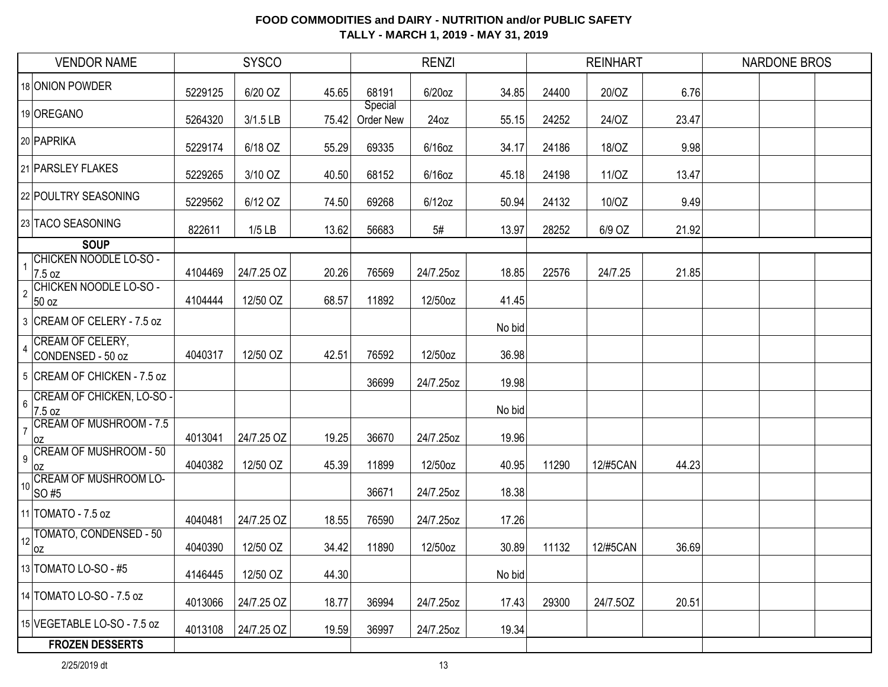# FOOD COMMODITIES and DAIRY - NUTRITION and/or PUBLIC SAFETY
## TALLY - MARCH 1, 2019 - MAY 31, 2019

| VENDOR NAME | SYSCO | | | RENZI | | | REINHART | | | NARDONE BROS | | |
|---|---|---|---|---|---|---|---|---|---|---|---|---|
| 18 ONION POWDER | 5229125 | 6/20 OZ | 45.65 | 68191 | 6/20oz | 34.85 | 24400 | 20/OZ | 6.76 | | | |
| 19 OREGANO | 5264320 | 3/1.5 LB | 75.42 | Special Order New | 24oz | 55.15 | 24252 | 24/OZ | 23.47 | | | |
| 20 PAPRIKA | 5229174 | 6/18 OZ | 55.29 | 69335 | 6/16oz | 34.17 | 24186 | 18/OZ | 9.98 | | | |
| 21 PARSLEY FLAKES | 5229265 | 3/10 OZ | 40.50 | 68152 | 6/16oz | 45.18 | 24198 | 11/OZ | 13.47 | | | |
| 22 POULTRY SEASONING | 5229562 | 6/12 OZ | 74.50 | 69268 | 6/12oz | 50.94 | 24132 | 10/OZ | 9.49 | | | |
| 23 TACO SEASONING | 822611 | 1/5 LB | 13.62 | 56683 | 5# | 13.97 | 28252 | 6/9 OZ | 21.92 | | | |
| **SOUP** | | | | | | | | | | | | |
| 1 CHICKEN NOODLE LO-SO - 7.5 oz | 4104469 | 24/7.25 OZ | 20.26 | 76569 | 24/7.25oz | 18.85 | 22576 | 24/7.25 | 21.85 | | | |
| 2 CHICKEN NOODLE LO-SO - 50 oz | 4104444 | 12/50 OZ | 68.57 | 11892 | 12/50oz | 41.45 | | | | | | |
| 3 CREAM OF CELERY - 7.5 oz | | | | | | No bid | | | | | | |
| 4 CREAM OF CELERY, CONDENSED - 50 oz | 4040317 | 12/50 OZ | 42.51 | 76592 | 12/50oz | 36.98 | | | | | | |
| 5 CREAM OF CHICKEN - 7.5 oz | | | | 36699 | 24/7.25oz | 19.98 | | | | | | |
| 6 CREAM OF CHICKEN, LO-SO - 7.5 oz | | | | | | No bid | | | | | | |
| 7 CREAM OF MUSHROOM - 7.5 oz | 4013041 | 24/7.25 OZ | 19.25 | 36670 | 24/7.25oz | 19.96 | | | | | | |
| 9 CREAM OF MUSHROOM - 50 oz | 4040382 | 12/50 OZ | 45.39 | 11899 | 12/50oz | 40.95 | 11290 | 12/#5CAN | 44.23 | | | |
| 10 CREAM OF MUSHROOM LO-SO #5 | | | | 36671 | 24/7.25oz | 18.38 | | | | | | |
| 11 TOMATO - 7.5 oz | 4040481 | 24/7.25 OZ | 18.55 | 76590 | 24/7.25oz | 17.26 | | | | | | |
| 12 TOMATO, CONDENSED - 50 oz | 4040390 | 12/50 OZ | 34.42 | 11890 | 12/50oz | 30.89 | 11132 | 12/#5CAN | 36.69 | | | |
| 13 TOMATO LO-SO - #5 | 4146445 | 12/50 OZ | 44.30 | | | No bid | | | | | | |
| 14 TOMATO LO-SO - 7.5 oz | 4013066 | 24/7.25 OZ | 18.77 | 36994 | 24/7.25oz | 17.43 | 29300 | 24/7.5OZ | 20.51 | | | |
| 15 VEGETABLE LO-SO - 7.5 oz | 4013108 | 24/7.25 OZ | 19.59 | 36997 | 24/7.25oz | 19.34 | | | | | | |
| **FROZEN DESSERTS** | | | | | | | | | | | | |

2/25/2019 dt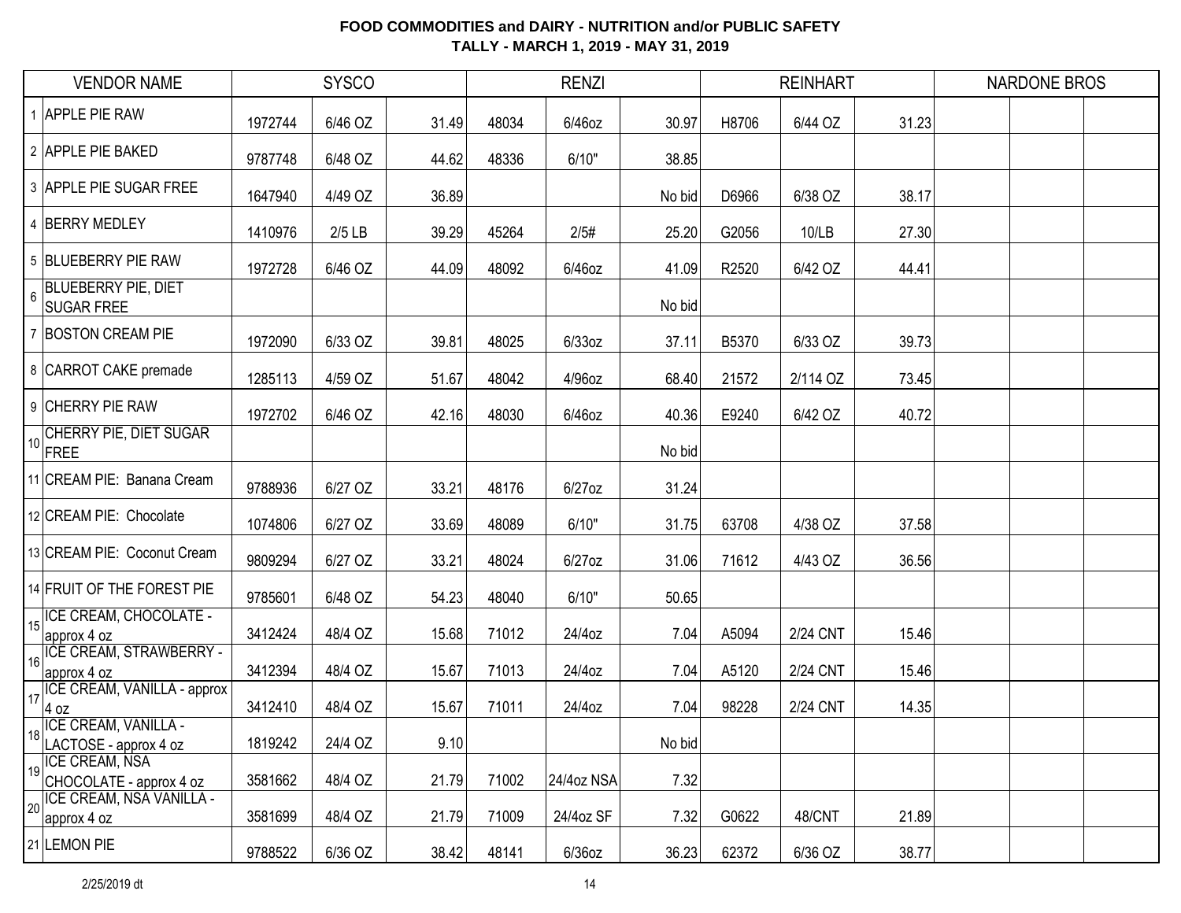**FOOD COMMODITIES and DAIRY - NUTRITION and/or PUBLIC SAFETY**
**TALLY - MARCH 1, 2019 - MAY 31, 2019**

| | VENDOR NAME | SYSCO | | | RENZI | | | REINHART | | | NARDONE BROS | | |
|---|---|---|---|---|---|---|---|---|---|---|---|---|---|
| 1 | APPLE PIE RAW | 1972744 | 6/46 OZ | 31.49 | 48034 | 6/46oz | 30.97 | H8706 | 6/44 OZ | 31.23 | | | |
| 2 | APPLE PIE BAKED | 9787748 | 6/48 OZ | 44.62 | 48336 | 6/10" | 38.85 | | | | | | |
| 3 | APPLE PIE SUGAR FREE | 1647940 | 4/49 OZ | 36.89 | | | No bid | D6966 | 6/38 OZ | 38.17 | | | |
| 4 | BERRY MEDLEY | 1410976 | 2/5 LB | 39.29 | 45264 | 2/5# | 25.20 | G2056 | 10/LB | 27.30 | | | |
| 5 | BLUEBERRY PIE RAW | 1972728 | 6/46 OZ | 44.09 | 48092 | 6/46oz | 41.09 | R2520 | 6/42 OZ | 44.41 | | | |
| 6 | BLUEBERRY PIE, DIET SUGAR FREE | | | | | | No bid | | | | | | |
| 7 | BOSTON CREAM PIE | 1972090 | 6/33 OZ | 39.81 | 48025 | 6/33oz | 37.11 | B5370 | 6/33 OZ | 39.73 | | | |
| 8 | CARROT CAKE premade | 1285113 | 4/59 OZ | 51.67 | 48042 | 4/96oz | 68.40 | 21572 | 2/114 OZ | 73.45 | | | |
| 9 | CHERRY PIE RAW | 1972702 | 6/46 OZ | 42.16 | 48030 | 6/46oz | 40.36 | E9240 | 6/42 OZ | 40.72 | | | |
| 10 | CHERRY PIE, DIET SUGAR FREE | | | | | | No bid | | | | | | |
| 11 | CREAM PIE: Banana Cream | 9788936 | 6/27 OZ | 33.21 | 48176 | 6/27oz | 31.24 | | | | | | |
| 12 | CREAM PIE: Chocolate | 1074806 | 6/27 OZ | 33.69 | 48089 | 6/10" | 31.75 | 63708 | 4/38 OZ | 37.58 | | | |
| 13 | CREAM PIE: Coconut Cream | 9809294 | 6/27 OZ | 33.21 | 48024 | 6/27oz | 31.06 | 71612 | 4/43 OZ | 36.56 | | | |
| 14 | FRUIT OF THE FOREST PIE | 9785601 | 6/48 OZ | 54.23 | 48040 | 6/10" | 50.65 | | | | | | |
| 15 | ICE CREAM, CHOCOLATE - approx 4 oz | 3412424 | 48/4 OZ | 15.68 | 71012 | 24/4oz | 7.04 | A5094 | 2/24 CNT | 15.46 | | | |
| 16 | ICE CREAM, STRAWBERRY - approx 4 oz | 3412394 | 48/4 OZ | 15.67 | 71013 | 24/4oz | 7.04 | A5120 | 2/24 CNT | 15.46 | | | |
| 17 | ICE CREAM, VANILLA - approx 4 oz | 3412410 | 48/4 OZ | 15.67 | 71011 | 24/4oz | 7.04 | 98228 | 2/24 CNT | 14.35 | | | |
| 18 | ICE CREAM, VANILLA - LACTOSE - approx 4 oz | 1819242 | 24/4 OZ | 9.10 | | | No bid | | | | | | |
| 19 | ICE CREAM, NSA CHOCOLATE - approx 4 oz | 3581662 | 48/4 OZ | 21.79 | 71002 | 24/4oz NSA | 7.32 | | | | | | |
| 20 | ICE CREAM, NSA VANILLA - approx 4 oz | 3581699 | 48/4 OZ | 21.79 | 71009 | 24/4oz SF | 7.32 | G0622 | 48/CNT | 21.89 | | | |
| 21 | LEMON PIE | 9788522 | 6/36 OZ | 38.42 | 48141 | 6/36oz | 36.23 | 62372 | 6/36 OZ | 38.77 | | | |

2/25/2019 dt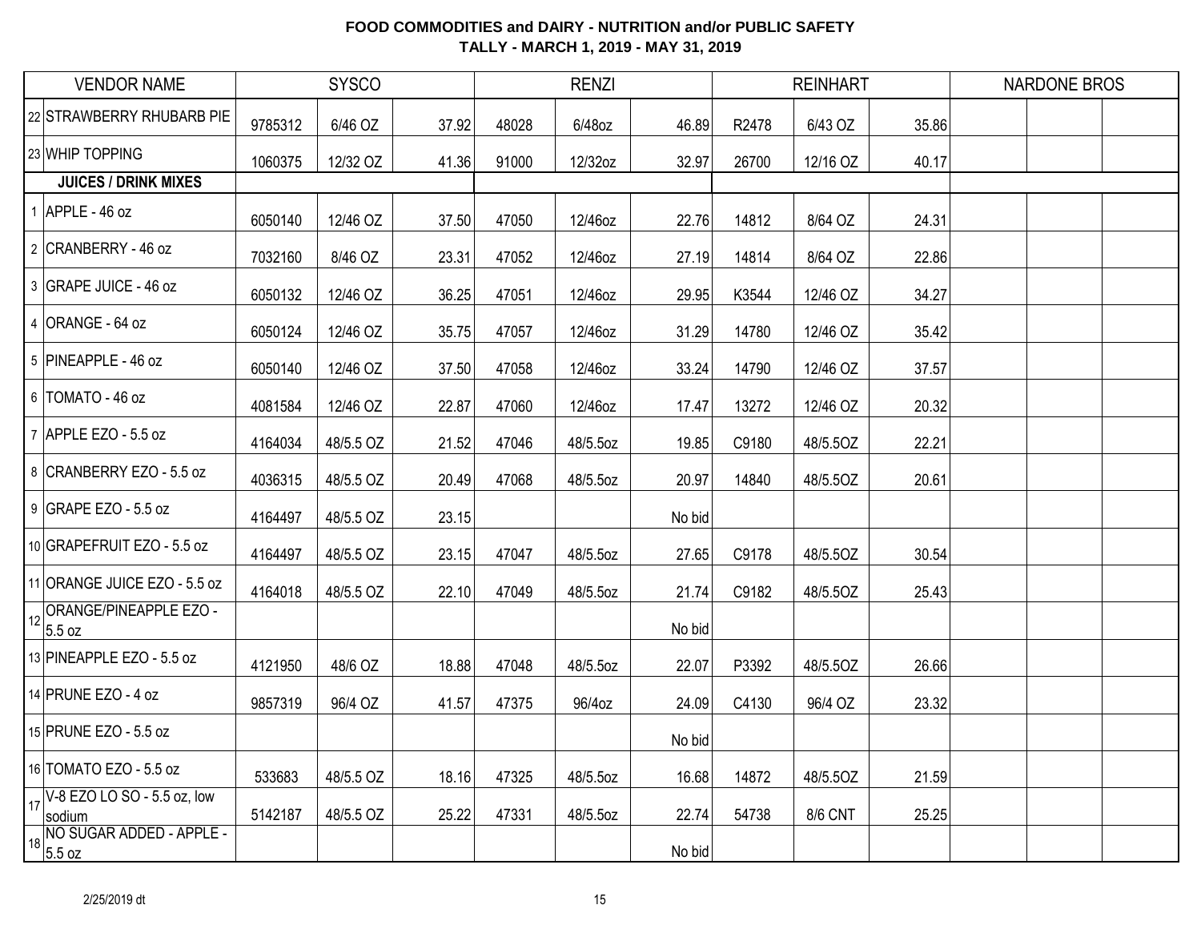# FOOD COMMODITIES and DAIRY - NUTRITION and/or PUBLIC SAFETY

## TALLY - MARCH 1, 2019 - MAY 31, 2019

| # | VENDOR NAME | SYSCO | | | RENZI | | | REINHART | | | NARDONE BROS | | |
|---|---|---|---|---|---|---|---|---|---|---|---|---|---|
| 22 | STRAWBERRY RHUBARB PIE | 9785312 | 6/46 OZ | 37.92 | 48028 | 6/48oz | 46.89 | R2478 | 6/43 OZ | 35.86 | | | |
| 23 | WHIP TOPPING | 1060375 | 12/32 OZ | 41.36 | 91000 | 12/32oz | 32.97 | 26700 | 12/16 OZ | 40.17 | | | |
| | **JUICES / DRINK MIXES** | | | | | | | | | | | | |
| 1 | APPLE - 46 oz | 6050140 | 12/46 OZ | 37.50 | 47050 | 12/46oz | 22.76 | 14812 | 8/64 OZ | 24.31 | | | |
| 2 | CRANBERRY - 46 oz | 7032160 | 8/46 OZ | 23.31 | 47052 | 12/46oz | 27.19 | 14814 | 8/64 OZ | 22.86 | | | |
| 3 | GRAPE JUICE - 46 oz | 6050132 | 12/46 OZ | 36.25 | 47051 | 12/46oz | 29.95 | K3544 | 12/46 OZ | 34.27 | | | |
| 4 | ORANGE - 64 oz | 6050124 | 12/46 OZ | 35.75 | 47057 | 12/46oz | 31.29 | 14780 | 12/46 OZ | 35.42 | | | |
| 5 | PINEAPPLE - 46 oz | 6050140 | 12/46 OZ | 37.50 | 47058 | 12/46oz | 33.24 | 14790 | 12/46 OZ | 37.57 | | | |
| 6 | TOMATO - 46 oz | 4081584 | 12/46 OZ | 22.87 | 47060 | 12/46oz | 17.47 | 13272 | 12/46 OZ | 20.32 | | | |
| 7 | APPLE EZO - 5.5 oz | 4164034 | 48/5.5 OZ | 21.52 | 47046 | 48/5.5oz | 19.85 | C9180 | 48/5.5OZ | 22.21 | | | |
| 8 | CRANBERRY EZO - 5.5 oz | 4036315 | 48/5.5 OZ | 20.49 | 47068 | 48/5.5oz | 20.97 | 14840 | 48/5.5OZ | 20.61 | | | |
| 9 | GRAPE EZO - 5.5 oz | 4164497 | 48/5.5 OZ | 23.15 | | | No bid | | | | | | |
| 10 | GRAPEFRUIT EZO - 5.5 oz | 4164497 | 48/5.5 OZ | 23.15 | 47047 | 48/5.5oz | 27.65 | C9178 | 48/5.5OZ | 30.54 | | | |
| 11 | ORANGE JUICE EZO - 5.5 oz | 4164018 | 48/5.5 OZ | 22.10 | 47049 | 48/5.5oz | 21.74 | C9182 | 48/5.5OZ | 25.43 | | | |
| 12 | ORANGE/PINEAPPLE EZO - 5.5 oz | | | | | | No bid | | | | | | |
| 13 | PINEAPPLE EZO - 5.5 oz | 4121950 | 48/6 OZ | 18.88 | 47048 | 48/5.5oz | 22.07 | P3392 | 48/5.5OZ | 26.66 | | | |
| 14 | PRUNE EZO - 4 oz | 9857319 | 96/4 OZ | 41.57 | 47375 | 96/4oz | 24.09 | C4130 | 96/4 OZ | 23.32 | | | |
| 15 | PRUNE EZO - 5.5 oz | | | | | | No bid | | | | | | |
| 16 | TOMATO EZO - 5.5 oz | 533683 | 48/5.5 OZ | 18.16 | 47325 | 48/5.5oz | 16.68 | 14872 | 48/5.5OZ | 21.59 | | | |
| 17 | V-8 EZO LO SO - 5.5 oz, low sodium | 5142187 | 48/5.5 OZ | 25.22 | 47331 | 48/5.5oz | 22.74 | 54738 | 8/6 CNT | 25.25 | | | |
| 18 | NO SUGAR ADDED - APPLE - 5.5 oz | | | | | | No bid | | | | | | |

2/25/2019 dt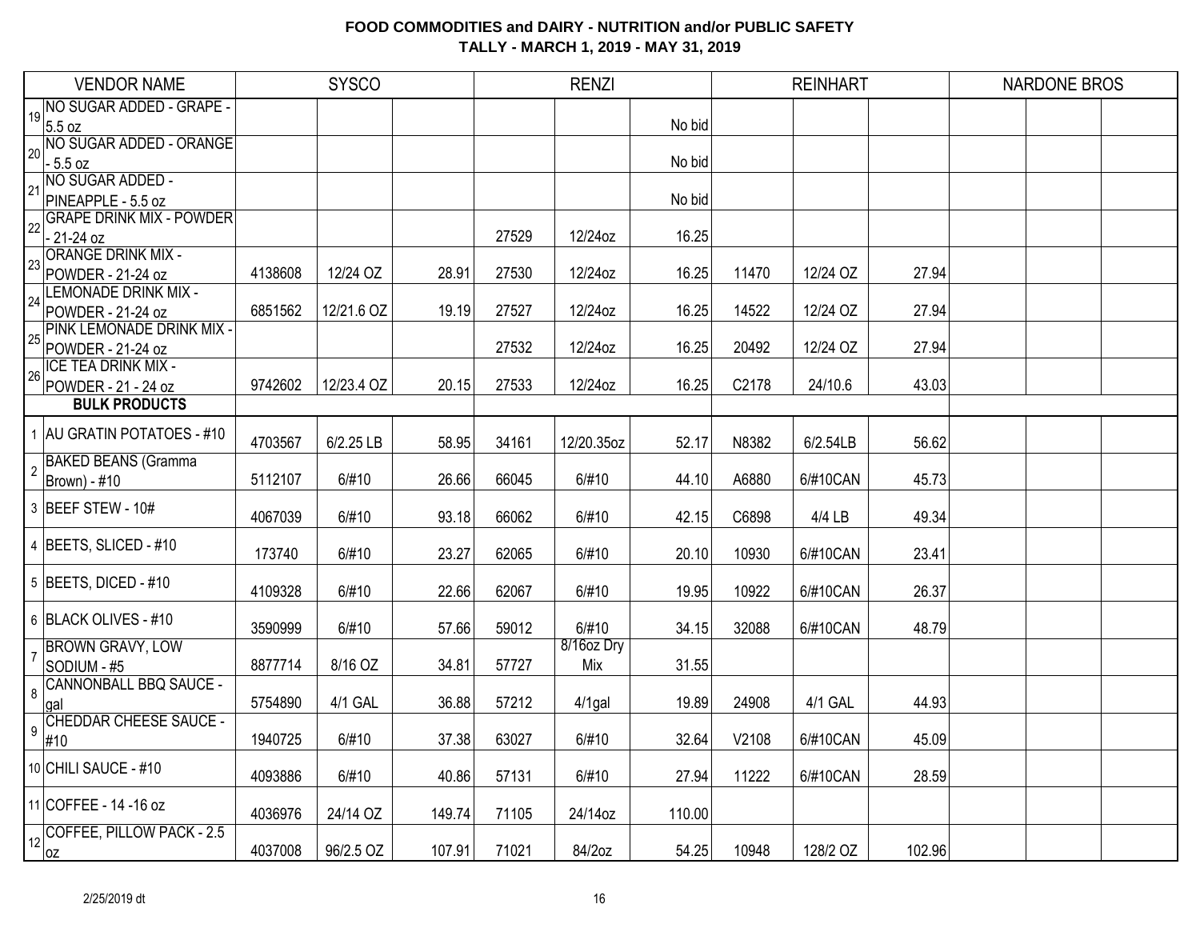# FOOD COMMODITIES and DAIRY - NUTRITION and/or PUBLIC SAFETY

## TALLY - MARCH 1, 2019 - MAY 31, 2019

| | VENDOR NAME | SYSCO | | | RENZI | | | REINHART | | | NARDONE BROS | | |
|---|---|---|---|---|---|---|---|---|---|---|---|---|---|
| 19 | NO SUGAR ADDED - GRAPE - 5.5 oz | | | | | | No bid | | | | | | |
| 20 | NO SUGAR ADDED - ORANGE - 5.5 oz | | | | | | No bid | | | | | | |
| 21 | NO SUGAR ADDED - PINEAPPLE - 5.5 oz | | | | | | No bid | | | | | | |
| 22 | GRAPE DRINK MIX - POWDER - 21-24 oz | | | | 27529 | 12/24oz | 16.25 | | | | | | |
| 23 | ORANGE DRINK MIX - POWDER - 21-24 oz | 4138608 | 12/24 OZ | 28.91 | 27530 | 12/24oz | 16.25 | 11470 | 12/24 OZ | 27.94 | | | |
| 24 | LEMONADE DRINK MIX - POWDER - 21-24 oz | 6851562 | 12/21.6 OZ | 19.19 | 27527 | 12/24oz | 16.25 | 14522 | 12/24 OZ | 27.94 | | | |
| 25 | PINK LEMONADE DRINK MIX - POWDER - 21-24 oz | | | | 27532 | 12/24oz | 16.25 | 20492 | 12/24 OZ | 27.94 | | | |
| 26 | ICE TEA DRINK MIX - POWDER - 21 - 24 oz | 9742602 | 12/23.4 OZ | 20.15 | 27533 | 12/24oz | 16.25 | C2178 | 24/10.6 | 43.03 | | | |
| | **BULK PRODUCTS** | | | | | | | | | | | | |
| 1 | AU GRATIN POTATOES - #10 | 4703567 | 6/2.25 LB | 58.95 | 34161 | 12/20.35oz | 52.17 | N8382 | 6/2.54LB | 56.62 | | | |
| 2 | BAKED BEANS (Gramma Brown) - #10 | 5112107 | 6/#10 | 26.66 | 66045 | 6/#10 | 44.10 | A6880 | 6/#10CAN | 45.73 | | | |
| 3 | BEEF STEW - 10# | 4067039 | 6/#10 | 93.18 | 66062 | 6/#10 | 42.15 | C6898 | 4/4 LB | 49.34 | | | |
| 4 | BEETS, SLICED - #10 | 173740 | 6/#10 | 23.27 | 62065 | 6/#10 | 20.10 | 10930 | 6/#10CAN | 23.41 | | | |
| 5 | BEETS, DICED - #10 | 4109328 | 6/#10 | 22.66 | 62067 | 6/#10 | 19.95 | 10922 | 6/#10CAN | 26.37 | | | |
| 6 | BLACK OLIVES - #10 | 3590999 | 6/#10 | 57.66 | 59012 | 6/#10 | 34.15 | 32088 | 6/#10CAN | 48.79 | | | |
| 7 | BROWN GRAVY, LOW SODIUM - #5 | 8877714 | 8/16 OZ | 34.81 | 57727 | 8/16oz Dry Mix | 31.55 | | | | | | |
| 8 | CANNONBALL BBQ SAUCE - gal | 5754890 | 4/1 GAL | 36.88 | 57212 | 4/1gal | 19.89 | 24908 | 4/1 GAL | 44.93 | | | |
| 9 | CHEDDAR CHEESE SAUCE - #10 | 1940725 | 6/#10 | 37.38 | 63027 | 6/#10 | 32.64 | V2108 | 6/#10CAN | 45.09 | | | |
| 10 | CHILI SAUCE - #10 | 4093886 | 6/#10 | 40.86 | 57131 | 6/#10 | 27.94 | 11222 | 6/#10CAN | 28.59 | | | |
| 11 | COFFEE - 14 -16 oz | 4036976 | 24/14 OZ | 149.74 | 71105 | 24/14oz | 110.00 | | | | | | |
| 12 | COFFEE, PILLOW PACK - 2.5 oz | 4037008 | 96/2.5 OZ | 107.91 | 71021 | 84/2oz | 54.25 | 10948 | 128/2 OZ | 102.96 | | | |

2/25/2019 dt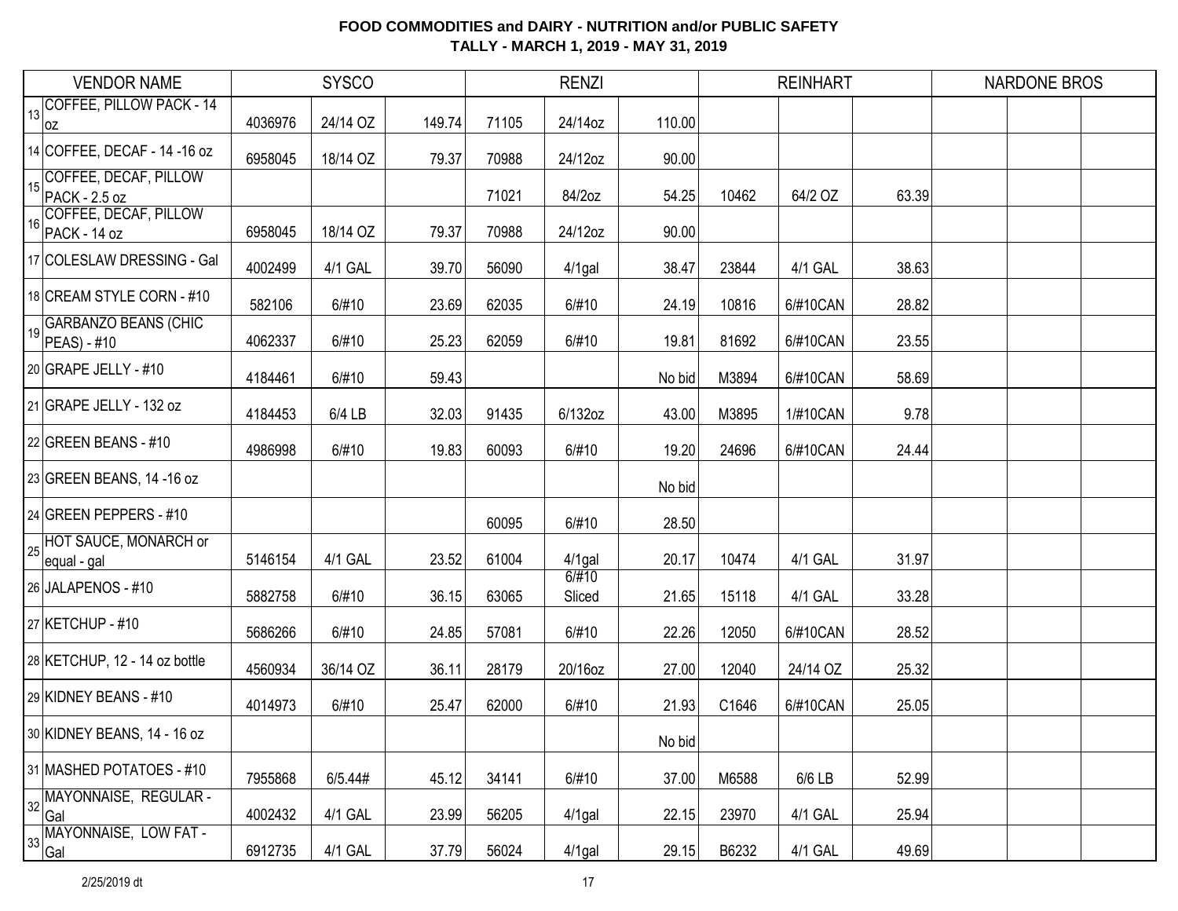**FOOD COMMODITIES and DAIRY - NUTRITION and/or PUBLIC SAFETY**
**TALLY - MARCH 1, 2019 - MAY 31, 2019**

| | VENDOR NAME | SYSCO | | | RENZI | | | REINHART | | | NARDONE BROS | | |
|---|---|---|---|---|---|---|---|---|---|---|---|---|---|
| 13 | COFFEE, PILLOW PACK - 14 oz | 4036976 | 24/14 OZ | 149.74 | 71105 | 24/14oz | 110.00 | | | | | | |
| 14 | COFFEE, DECAF - 14 -16 oz | 6958045 | 18/14 OZ | 79.37 | 70988 | 24/12oz | 90.00 | | | | | | |
| 15 | COFFEE, DECAF, PILLOW PACK - 2.5 oz | | | | 71021 | 84/2oz | 54.25 | 10462 | 64/2 OZ | 63.39 | | | |
| 16 | COFFEE, DECAF, PILLOW PACK - 14 oz | 6958045 | 18/14 OZ | 79.37 | 70988 | 24/12oz | 90.00 | | | | | | |
| 17 | COLESLAW DRESSING - Gal | 4002499 | 4/1 GAL | 39.70 | 56090 | 4/1gal | 38.47 | 23844 | 4/1 GAL | 38.63 | | | |
| 18 | CREAM STYLE CORN - #10 | 582106 | 6/#10 | 23.69 | 62035 | 6/#10 | 24.19 | 10816 | 6/#10CAN | 28.82 | | | |
| 19 | GARBANZO BEANS (CHIC PEAS) - #10 | 4062337 | 6/#10 | 25.23 | 62059 | 6/#10 | 19.81 | 81692 | 6/#10CAN | 23.55 | | | |
| 20 | GRAPE JELLY - #10 | 4184461 | 6/#10 | 59.43 | | | No bid | M3894 | 6/#10CAN | 58.69 | | | |
| 21 | GRAPE JELLY - 132 oz | 4184453 | 6/4 LB | 32.03 | 91435 | 6/132oz | 43.00 | M3895 | 1/#10CAN | 9.78 | | | |
| 22 | GREEN BEANS - #10 | 4986998 | 6/#10 | 19.83 | 60093 | 6/#10 | 19.20 | 24696 | 6/#10CAN | 24.44 | | | |
| 23 | GREEN BEANS, 14 -16 oz | | | | | | No bid | | | | | | |
| 24 | GREEN PEPPERS - #10 | | | | 60095 | 6/#10 | 28.50 | | | | | | |
| 25 | HOT SAUCE, MONARCH or equal - gal | 5146154 | 4/1 GAL | 23.52 | 61004 | 4/1gal | 20.17 | 10474 | 4/1 GAL | 31.97 | | | |
| 26 | JALAPENOS - #10 | 5882758 | 6/#10 | 36.15 | 63065 | 6/#10 Sliced | 21.65 | 15118 | 4/1 GAL | 33.28 | | | |
| 27 | KETCHUP - #10 | 5686266 | 6/#10 | 24.85 | 57081 | 6/#10 | 22.26 | 12050 | 6/#10CAN | 28.52 | | | |
| 28 | KETCHUP, 12 - 14 oz bottle | 4560934 | 36/14 OZ | 36.11 | 28179 | 20/16oz | 27.00 | 12040 | 24/14 OZ | 25.32 | | | |
| 29 | KIDNEY BEANS - #10 | 4014973 | 6/#10 | 25.47 | 62000 | 6/#10 | 21.93 | C1646 | 6/#10CAN | 25.05 | | | |
| 30 | KIDNEY BEANS, 14 - 16 oz | | | | | | No bid | | | | | | |
| 31 | MASHED POTATOES - #10 | 7955868 | 6/5.44# | 45.12 | 34141 | 6/#10 | 37.00 | M6588 | 6/6 LB | 52.99 | | | |
| 32 | MAYONNAISE, REGULAR - Gal | 4002432 | 4/1 GAL | 23.99 | 56205 | 4/1gal | 22.15 | 23970 | 4/1 GAL | 25.94 | | | |
| 33 | MAYONNAISE, LOW FAT - Gal | 6912735 | 4/1 GAL | 37.79 | 56024 | 4/1gal | 29.15 | B6232 | 4/1 GAL | 49.69 | | | |

2/25/2019 dt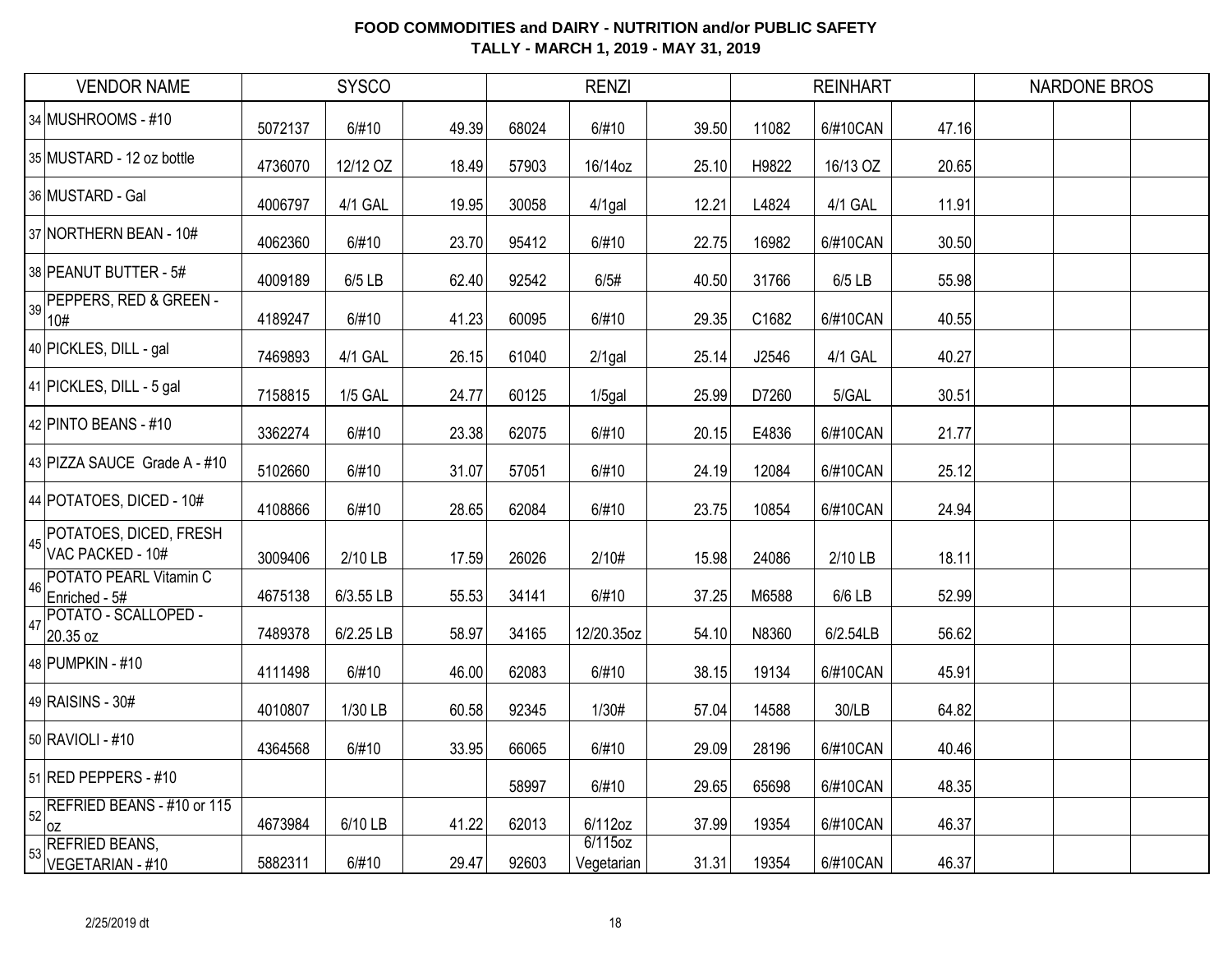**FOOD COMMODITIES and DAIRY - NUTRITION and/or PUBLIC SAFETY**
**TALLY - MARCH 1, 2019 - MAY 31, 2019**

| | VENDOR NAME | SYSCO | | | RENZI | | | REINHART | | | NARDONE BROS | | |
|---|---|---|---|---|---|---|---|---|---|---|---|---|---|
| 34 | MUSHROOMS - #10 | 5072137 | 6/#10 | 49.39 | 68024 | 6/#10 | 39.50 | 11082 | 6/#10CAN | 47.16 | | | |
| 35 | MUSTARD - 12 oz bottle | 4736070 | 12/12 OZ | 18.49 | 57903 | 16/14oz | 25.10 | H9822 | 16/13 OZ | 20.65 | | | |
| 36 | MUSTARD - Gal | 4006797 | 4/1 GAL | 19.95 | 30058 | 4/1gal | 12.21 | L4824 | 4/1 GAL | 11.91 | | | |
| 37 | NORTHERN BEAN - 10# | 4062360 | 6/#10 | 23.70 | 95412 | 6/#10 | 22.75 | 16982 | 6/#10CAN | 30.50 | | | |
| 38 | PEANUT BUTTER - 5# | 4009189 | 6/5 LB | 62.40 | 92542 | 6/5# | 40.50 | 31766 | 6/5 LB | 55.98 | | | |
| 39 | PEPPERS, RED & GREEN - 10# | 4189247 | 6/#10 | 41.23 | 60095 | 6/#10 | 29.35 | C1682 | 6/#10CAN | 40.55 | | | |
| 40 | PICKLES, DILL - gal | 7469893 | 4/1 GAL | 26.15 | 61040 | 2/1gal | 25.14 | J2546 | 4/1 GAL | 40.27 | | | |
| 41 | PICKLES, DILL - 5 gal | 7158815 | 1/5 GAL | 24.77 | 60125 | 1/5gal | 25.99 | D7260 | 5/GAL | 30.51 | | | |
| 42 | PINTO BEANS - #10 | 3362274 | 6/#10 | 23.38 | 62075 | 6/#10 | 20.15 | E4836 | 6/#10CAN | 21.77 | | | |
| 43 | PIZZA SAUCE Grade A - #10 | 5102660 | 6/#10 | 31.07 | 57051 | 6/#10 | 24.19 | 12084 | 6/#10CAN | 25.12 | | | |
| 44 | POTATOES, DICED - 10# | 4108866 | 6/#10 | 28.65 | 62084 | 6/#10 | 23.75 | 10854 | 6/#10CAN | 24.94 | | | |
| 45 | POTATOES, DICED, FRESH VAC PACKED - 10# | 3009406 | 2/10 LB | 17.59 | 26026 | 2/10# | 15.98 | 24086 | 2/10 LB | 18.11 | | | |
| 46 | POTATO PEARL Vitamin C Enriched - 5# | 4675138 | 6/3.55 LB | 55.53 | 34141 | 6/#10 | 37.25 | M6588 | 6/6 LB | 52.99 | | | |
| 47 | POTATO - SCALLOPED - 20.35 oz | 7489378 | 6/2.25 LB | 58.97 | 34165 | 12/20.35oz | 54.10 | N8360 | 6/2.54LB | 56.62 | | | |
| 48 | PUMPKIN - #10 | 4111498 | 6/#10 | 46.00 | 62083 | 6/#10 | 38.15 | 19134 | 6/#10CAN | 45.91 | | | |
| 49 | RAISINS - 30# | 4010807 | 1/30 LB | 60.58 | 92345 | 1/30# | 57.04 | 14588 | 30/LB | 64.82 | | | |
| 50 | RAVIOLI - #10 | 4364568 | 6/#10 | 33.95 | 66065 | 6/#10 | 29.09 | 28196 | 6/#10CAN | 40.46 | | | |
| 51 | RED PEPPERS - #10 | | | | 58997 | 6/#10 | 29.65 | 65698 | 6/#10CAN | 48.35 | | | |
| 52 | REFRIED BEANS - #10 or 115 oz | 4673984 | 6/10 LB | 41.22 | 62013 | 6/112oz | 37.99 | 19354 | 6/#10CAN | 46.37 | | | |
| 53 | REFRIED BEANS, VEGETARIAN - #10 | 5882311 | 6/#10 | 29.47 | 92603 | 6/115oz Vegetarian | 31.31 | 19354 | 6/#10CAN | 46.37 | | | |

2/25/2019 dt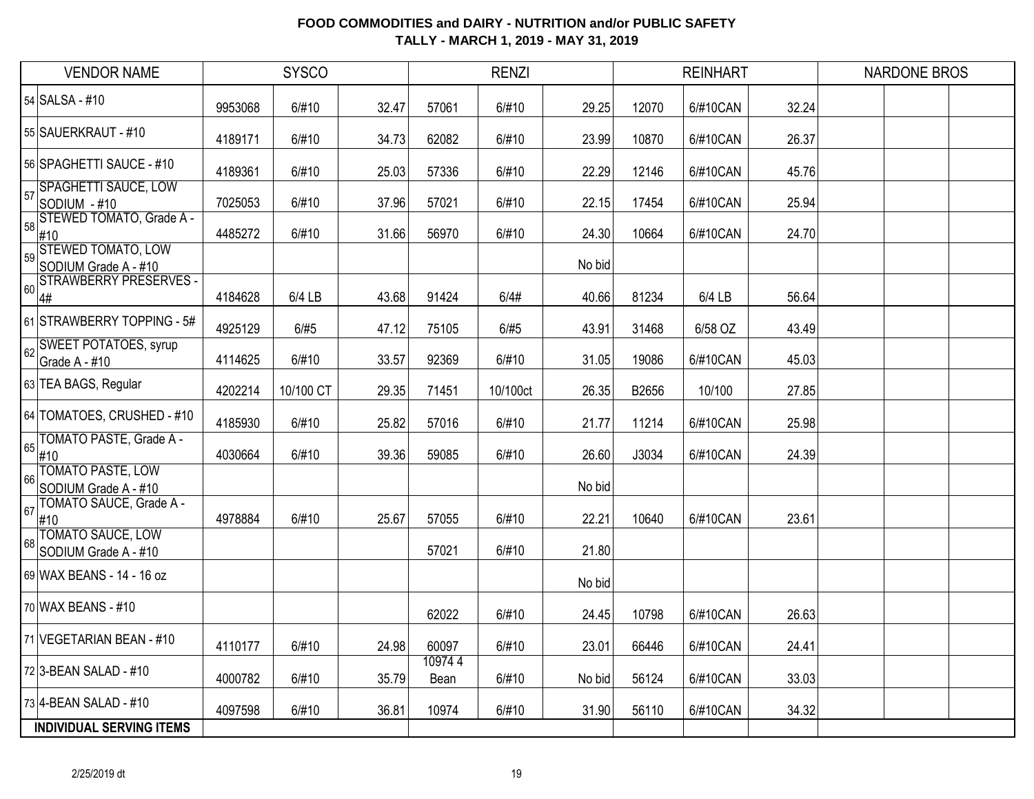**FOOD COMMODITIES and DAIRY - NUTRITION and/or PUBLIC SAFETY**
**TALLY - MARCH 1, 2019 - MAY 31, 2019**

| VENDOR NAME | SYSCO | | | RENZI | | | REINHART | | | NARDONE BROS | | |
|---|---|---|---|---|---|---|---|---|---|---|---|---|
| 54 SALSA - #10 | 9953068 | 6/#10 | 32.47 | 57061 | 6/#10 | 29.25 | 12070 | 6/#10CAN | 32.24 | | | |
| 55 SAUERKRAUT - #10 | 4189171 | 6/#10 | 34.73 | 62082 | 6/#10 | 23.99 | 10870 | 6/#10CAN | 26.37 | | | |
| 56 SPAGHETTI SAUCE - #10 | 4189361 | 6/#10 | 25.03 | 57336 | 6/#10 | 22.29 | 12146 | 6/#10CAN | 45.76 | | | |
| 57 SPAGHETTI SAUCE, LOW SODIUM - #10 | 7025053 | 6/#10 | 37.96 | 57021 | 6/#10 | 22.15 | 17454 | 6/#10CAN | 25.94 | | | |
| 58 STEWED TOMATO, Grade A - #10 | 4485272 | 6/#10 | 31.66 | 56970 | 6/#10 | 24.30 | 10664 | 6/#10CAN | 24.70 | | | |
| 59 STEWED TOMATO, LOW SODIUM Grade A - #10 | | | | | | No bid | | | | | | |
| 60 STRAWBERRY PRESERVES - 4# | 4184628 | 6/4 LB | 43.68 | 91424 | 6/4# | 40.66 | 81234 | 6/4 LB | 56.64 | | | |
| 61 STRAWBERRY TOPPING - 5# | 4925129 | 6/#5 | 47.12 | 75105 | 6/#5 | 43.91 | 31468 | 6/58 OZ | 43.49 | | | |
| 62 SWEET POTATOES, syrup Grade A - #10 | 4114625 | 6/#10 | 33.57 | 92369 | 6/#10 | 31.05 | 19086 | 6/#10CAN | 45.03 | | | |
| 63 TEA BAGS, Regular | 4202214 | 10/100 CT | 29.35 | 71451 | 10/100ct | 26.35 | B2656 | 10/100 | 27.85 | | | |
| 64 TOMATOES, CRUSHED - #10 | 4185930 | 6/#10 | 25.82 | 57016 | 6/#10 | 21.77 | 11214 | 6/#10CAN | 25.98 | | | |
| 65 TOMATO PASTE, Grade A - #10 | 4030664 | 6/#10 | 39.36 | 59085 | 6/#10 | 26.60 | J3034 | 6/#10CAN | 24.39 | | | |
| 66 TOMATO PASTE, LOW SODIUM Grade A - #10 | | | | | | No bid | | | | | | |
| 67 TOMATO SAUCE, Grade A - #10 | 4978884 | 6/#10 | 25.67 | 57055 | 6/#10 | 22.21 | 10640 | 6/#10CAN | 23.61 | | | |
| 68 TOMATO SAUCE, LOW SODIUM Grade A - #10 | | | | 57021 | 6/#10 | 21.80 | | | | | | |
| 69 WAX BEANS - 14 - 16 oz | | | | | | No bid | | | | | | |
| 70 WAX BEANS - #10 | | | | 62022 | 6/#10 | 24.45 | 10798 | 6/#10CAN | 26.63 | | | |
| 71 VEGETARIAN BEAN - #10 | 4110177 | 6/#10 | 24.98 | 60097 | 6/#10 | 23.01 | 66446 | 6/#10CAN | 24.41 | | | |
| 72 3-BEAN SALAD - #10 | 4000782 | 6/#10 | 35.79 | 10974 4 Bean | 6/#10 | No bid | 56124 | 6/#10CAN | 33.03 | | | |
| 73 4-BEAN SALAD - #10 | 4097598 | 6/#10 | 36.81 | 10974 | 6/#10 | 31.90 | 56110 | 6/#10CAN | 34.32 | | | |
| **INDIVIDUAL SERVING ITEMS** | | | | | | | | | | | | |

2/25/2019 dt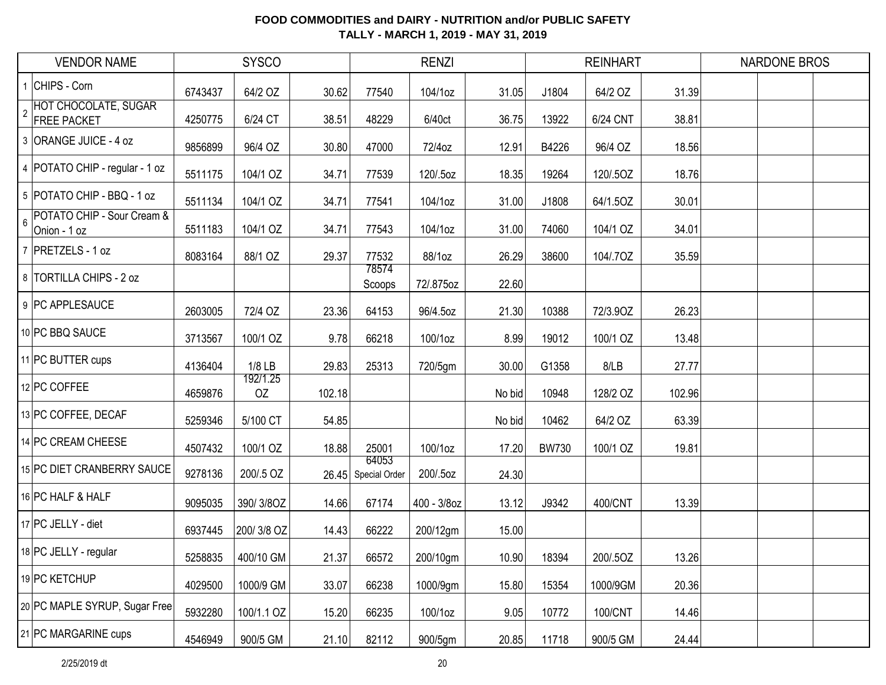**FOOD COMMODITIES and DAIRY - NUTRITION and/or PUBLIC SAFETY**
**TALLY - MARCH 1, 2019 - MAY 31, 2019**

| | VENDOR NAME | SYSCO | | | RENZI | | | REINHART | | | NARDONE BROS | | |
|---|---|---|---|---|---|---|---|---|---|---|---|---|---|
| 1 | CHIPS - Corn | 6743437 | 64/2 OZ | 30.62 | 77540 | 104/1oz | 31.05 | J1804 | 64/2 OZ | 31.39 | | | |
| 2 | HOT CHOCOLATE, SUGAR FREE PACKET | 4250775 | 6/24 CT | 38.51 | 48229 | 6/40ct | 36.75 | 13922 | 6/24 CNT | 38.81 | | | |
| 3 | ORANGE JUICE - 4 oz | 9856899 | 96/4 OZ | 30.80 | 47000 | 72/4oz | 12.91 | B4226 | 96/4 OZ | 18.56 | | | |
| 4 | POTATO CHIP - regular - 1 oz | 5511175 | 104/1 OZ | 34.71 | 77539 | 120/.5oz | 18.35 | 19264 | 120/.5OZ | 18.76 | | | |
| 5 | POTATO CHIP - BBQ - 1 oz | 5511134 | 104/1 OZ | 34.71 | 77541 | 104/1oz | 31.00 | J1808 | 64/1.5OZ | 30.01 | | | |
| 6 | POTATO CHIP - Sour Cream & Onion - 1 oz | 5511183 | 104/1 OZ | 34.71 | 77543 | 104/1oz | 31.00 | 74060 | 104/1 OZ | 34.01 | | | |
| 7 | PRETZELS - 1 oz | 8083164 | 88/1 OZ | 29.37 | 77532 | 88/1oz | 26.29 | 38600 | 104/.7OZ | 35.59 | | | |
| 8 | TORTILLA CHIPS - 2 oz | | | | 78574 Scoops | 72/.875oz | 22.60 | | | | | | |
| 9 | PC APPLESAUCE | 2603005 | 72/4 OZ | 23.36 | 64153 | 96/4.5oz | 21.30 | 10388 | 72/3.9OZ | 26.23 | | | |
| 10 | PC BBQ SAUCE | 3713567 | 100/1 OZ | 9.78 | 66218 | 100/1oz | 8.99 | 19012 | 100/1 OZ | 13.48 | | | |
| 11 | PC BUTTER cups | 4136404 | 1/8 LB | 29.83 | 25313 | 720/5gm | 30.00 | G1358 | 8/LB | 27.77 | | | |
| 12 | PC COFFEE | 4659876 | 192/1.25 OZ | 102.18 | | | No bid | 10948 | 128/2 OZ | 102.96 | | | |
| 13 | PC COFFEE, DECAF | 5259346 | 5/100 CT | 54.85 | | | No bid | 10462 | 64/2 OZ | 63.39 | | | |
| 14 | PC CREAM CHEESE | 4507432 | 100/1 OZ | 18.88 | 25001 | 100/1oz | 17.20 | BW730 | 100/1 OZ | 19.81 | | | |
| 15 | PC DIET CRANBERRY SAUCE | 9278136 | 200/.5 OZ | 26.45 | 64053 Special Order | 200/.5oz | 24.30 | | | | | | |
| 16 | PC HALF & HALF | 9095035 | 390/ 3/8OZ | 14.66 | 67174 | 400 - 3/8oz | 13.12 | J9342 | 400/CNT | 13.39 | | | |
| 17 | PC JELLY - diet | 6937445 | 200/ 3/8 OZ | 14.43 | 66222 | 200/12gm | 15.00 | | | | | | |
| 18 | PC JELLY - regular | 5258835 | 400/10 GM | 21.37 | 66572 | 200/10gm | 10.90 | 18394 | 200/.5OZ | 13.26 | | | |
| 19 | PC KETCHUP | 4029500 | 1000/9 GM | 33.07 | 66238 | 1000/9gm | 15.80 | 15354 | 1000/9GM | 20.36 | | | |
| 20 | PC MAPLE SYRUP, Sugar Free | 5932280 | 100/1.1 OZ | 15.20 | 66235 | 100/1oz | 9.05 | 10772 | 100/CNT | 14.46 | | | |
| 21 | PC MARGARINE cups | 4546949 | 900/5 GM | 21.10 | 82112 | 900/5gm | 20.85 | 11718 | 900/5 GM | 24.44 | | | |

2/25/2019 dt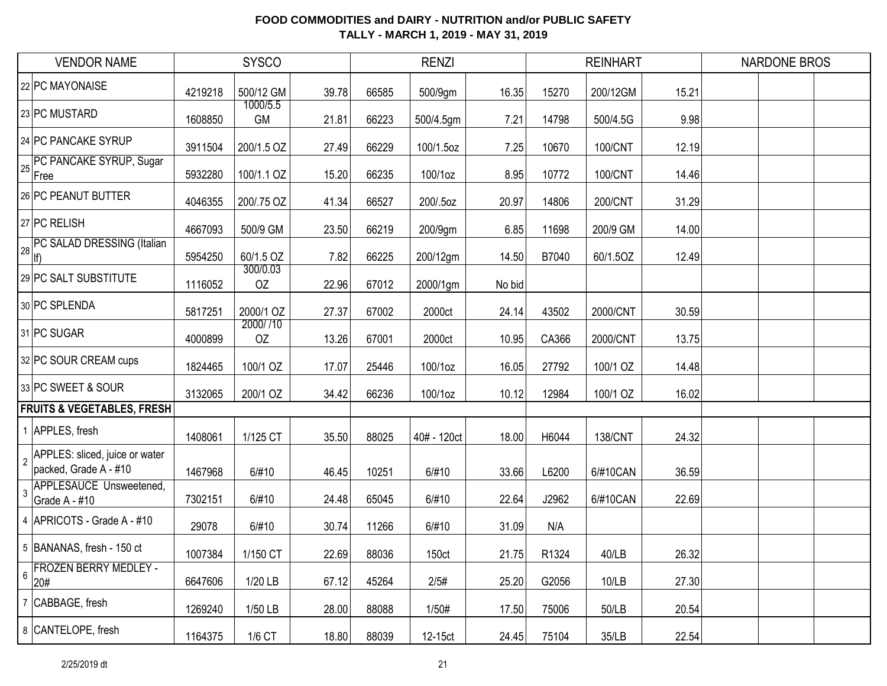**FOOD COMMODITIES and DAIRY - NUTRITION and/or PUBLIC SAFETY**
**TALLY - MARCH 1, 2019 - MAY 31, 2019**

| | VENDOR NAME | SYSCO | | | RENZI | | | REINHART | | | NARDONE BROS | | |
|---|---|---|---|---|---|---|---|---|---|---|---|---|---|
| 22 | PC MAYONAISE | 4219218 | 500/12 GM | 39.78 | 66585 | 500/9gm | 16.35 | 15270 | 200/12GM | 15.21 | | | |
| 23 | PC MUSTARD | 1608850 | 1000/5.5 GM | 21.81 | 66223 | 500/4.5gm | 7.21 | 14798 | 500/4.5G | 9.98 | | | |
| 24 | PC PANCAKE SYRUP | 3911504 | 200/1.5 OZ | 27.49 | 66229 | 100/1.5oz | 7.25 | 10670 | 100/CNT | 12.19 | | | |
| 25 | PC PANCAKE SYRUP, Sugar Free | 5932280 | 100/1.1 OZ | 15.20 | 66235 | 100/1oz | 8.95 | 10772 | 100/CNT | 14.46 | | | |
| 26 | PC PEANUT BUTTER | 4046355 | 200/.75 OZ | 41.34 | 66527 | 200/.5oz | 20.97 | 14806 | 200/CNT | 31.29 | | | |
| 27 | PC RELISH | 4667093 | 500/9 GM | 23.50 | 66219 | 200/9gm | 6.85 | 11698 | 200/9 GM | 14.00 | | | |
| 28 | PC SALAD DRESSING (Italian lf) | 5954250 | 60/1.5 OZ | 7.82 | 66225 | 200/12gm | 14.50 | B7040 | 60/1.5OZ | 12.49 | | | |
| 29 | PC SALT SUBSTITUTE | 1116052 | 300/0.03 OZ | 22.96 | 67012 | 2000/1gm | No bid | | | | | | |
| 30 | PC SPLENDA | 5817251 | 2000/1 OZ | 27.37 | 67002 | 2000ct | 24.14 | 43502 | 2000/CNT | 30.59 | | | |
| 31 | PC SUGAR | 4000899 | 2000/ /10 OZ | 13.26 | 67001 | 2000ct | 10.95 | CA366 | 2000/CNT | 13.75 | | | |
| 32 | PC SOUR CREAM cups | 1824465 | 100/1 OZ | 17.07 | 25446 | 100/1oz | 16.05 | 27792 | 100/1 OZ | 14.48 | | | |
| 33 | PC SWEET & SOUR | 3132065 | 200/1 OZ | 34.42 | 66236 | 100/1oz | 10.12 | 12984 | 100/1 OZ | 16.02 | | | |
| | **FRUITS & VEGETABLES, FRESH** | | | | | | | | | | | | |
| 1 | APPLES, fresh | 1408061 | 1/125 CT | 35.50 | 88025 | 40# - 120ct | 18.00 | H6044 | 138/CNT | 24.32 | | | |
| 2 | APPLES: sliced, juice or water packed, Grade A - #10 | 1467968 | 6/#10 | 46.45 | 10251 | 6/#10 | 33.66 | L6200 | 6/#10CAN | 36.59 | | | |
| 3 | APPLESAUCE Unsweetened, Grade A - #10 | 7302151 | 6/#10 | 24.48 | 65045 | 6/#10 | 22.64 | J2962 | 6/#10CAN | 22.69 | | | |
| 4 | APRICOTS - Grade A - #10 | 29078 | 6/#10 | 30.74 | 11266 | 6/#10 | 31.09 | N/A | | | | | |
| 5 | BANANAS, fresh - 150 ct | 1007384 | 1/150 CT | 22.69 | 88036 | 150ct | 21.75 | R1324 | 40/LB | 26.32 | | | |
| 6 | FROZEN BERRY MEDLEY - 20# | 6647606 | 1/20 LB | 67.12 | 45264 | 2/5# | 25.20 | G2056 | 10/LB | 27.30 | | | |
| 7 | CABBAGE, fresh | 1269240 | 1/50 LB | 28.00 | 88088 | 1/50# | 17.50 | 75006 | 50/LB | 20.54 | | | |
| 8 | CANTELOPE, fresh | 1164375 | 1/6 CT | 18.80 | 88039 | 12-15ct | 24.45 | 75104 | 35/LB | 22.54 | | | |

2/25/2019 dt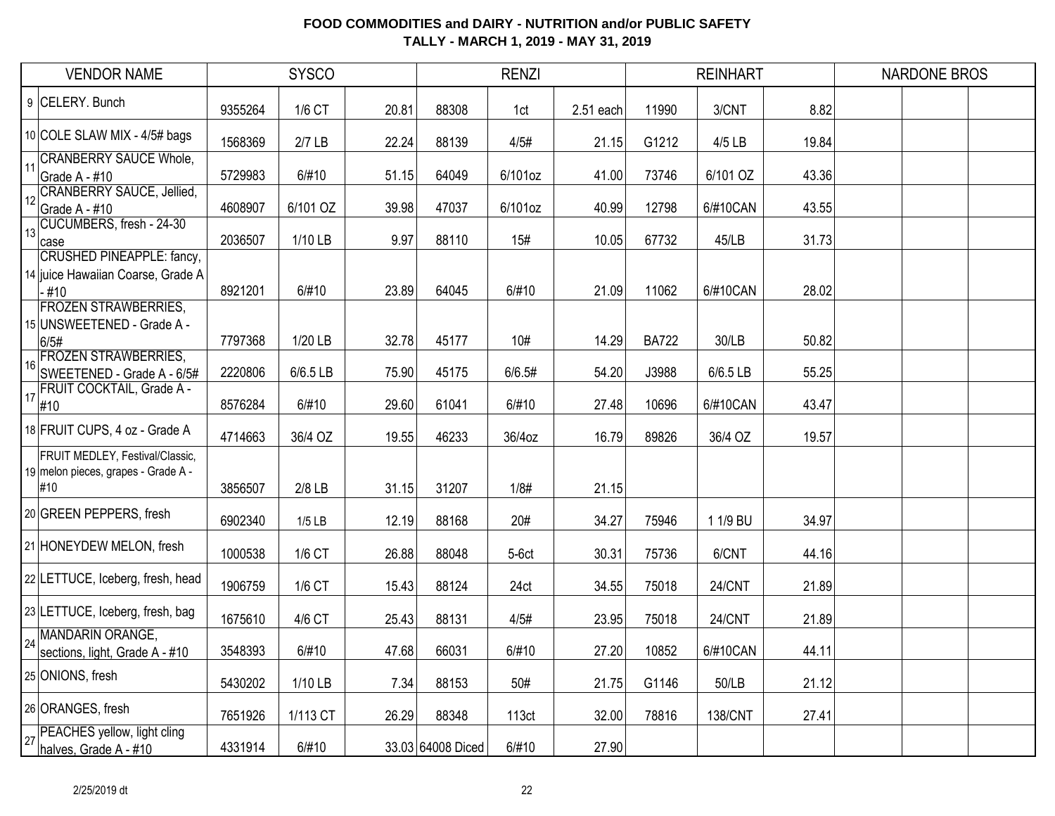# FOOD COMMODITIES and DAIRY - NUTRITION and/or PUBLIC SAFETY
## TALLY - MARCH 1, 2019 - MAY 31, 2019

| | VENDOR NAME | SYSCO | | | RENZI | | | REINHART | | | NARDONE BROS | | |
|---|---|---|---|---|---|---|---|---|---|---|---|---|---|
| 9 | CELERY. Bunch | 9355264 | 1/6 CT | 20.81 | 88308 | 1ct | 2.51 each | 11990 | 3/CNT | 8.82 | | | |
| 10 | COLE SLAW MIX - 4/5# bags | 1568369 | 2/7 LB | 22.24 | 88139 | 4/5# | 21.15 | G1212 | 4/5 LB | 19.84 | | | |
| 11 | CRANBERRY SAUCE Whole, Grade A - #10 | 5729983 | 6/#10 | 51.15 | 64049 | 6/101oz | 41.00 | 73746 | 6/101 OZ | 43.36 | | | |
| 12 | CRANBERRY SAUCE, Jellied, Grade A - #10 | 4608907 | 6/101 OZ | 39.98 | 47037 | 6/101oz | 40.99 | 12798 | 6/#10CAN | 43.55 | | | |
| 13 | CUCUMBERS, fresh - 24-30 case | 2036507 | 1/10 LB | 9.97 | 88110 | 15# | 10.05 | 67732 | 45/LB | 31.73 | | | |
| 14 | CRUSHED PINEAPPLE: fancy, juice Hawaiian Coarse, Grade A - #10 | 8921201 | 6/#10 | 23.89 | 64045 | 6/#10 | 21.09 | 11062 | 6/#10CAN | 28.02 | | | |
| 15 | FROZEN STRAWBERRIES, UNSWEETENED - Grade A - 6/5# | 7797368 | 1/20 LB | 32.78 | 45177 | 10# | 14.29 | BA722 | 30/LB | 50.82 | | | |
| 16 | FROZEN STRAWBERRIES, SWEETENED - Grade A - 6/5# | 2220806 | 6/6.5 LB | 75.90 | 45175 | 6/6.5# | 54.20 | J3988 | 6/6.5 LB | 55.25 | | | |
| 17 | FRUIT COCKTAIL, Grade A - #10 | 8576284 | 6/#10 | 29.60 | 61041 | 6/#10 | 27.48 | 10696 | 6/#10CAN | 43.47 | | | |
| 18 | FRUIT CUPS, 4 oz - Grade A | 4714663 | 36/4 OZ | 19.55 | 46233 | 36/4oz | 16.79 | 89826 | 36/4 OZ | 19.57 | | | |
| 19 | FRUIT MEDLEY, Festival/Classic, melon pieces, grapes - Grade A - #10 | 3856507 | 2/8 LB | 31.15 | 31207 | 1/8# | 21.15 | | | | | | |
| 20 | GREEN PEPPERS, fresh | 6902340 | 1/5 LB | 12.19 | 88168 | 20# | 34.27 | 75946 | 1 1/9 BU | 34.97 | | | |
| 21 | HONEYDEW MELON, fresh | 1000538 | 1/6 CT | 26.88 | 88048 | 5-6ct | 30.31 | 75736 | 6/CNT | 44.16 | | | |
| 22 | LETTUCE, Iceberg, fresh, head | 1906759 | 1/6 CT | 15.43 | 88124 | 24ct | 34.55 | 75018 | 24/CNT | 21.89 | | | |
| 23 | LETTUCE, Iceberg, fresh, bag | 1675610 | 4/6 CT | 25.43 | 88131 | 4/5# | 23.95 | 75018 | 24/CNT | 21.89 | | | |
| 24 | MANDARIN ORANGE, sections, light, Grade A - #10 | 3548393 | 6/#10 | 47.68 | 66031 | 6/#10 | 27.20 | 10852 | 6/#10CAN | 44.11 | | | |
| 25 | ONIONS, fresh | 5430202 | 1/10 LB | 7.34 | 88153 | 50# | 21.75 | G1146 | 50/LB | 21.12 | | | |
| 26 | ORANGES, fresh | 7651926 | 1/113 CT | 26.29 | 88348 | 113ct | 32.00 | 78816 | 138/CNT | 27.41 | | | |
| 27 | PEACHES yellow, light cling halves, Grade A - #10 | 4331914 | 6/#10 | 33.03 | 64008 Diced | 6/#10 | 27.90 | | | | | | |

2/25/2019 dt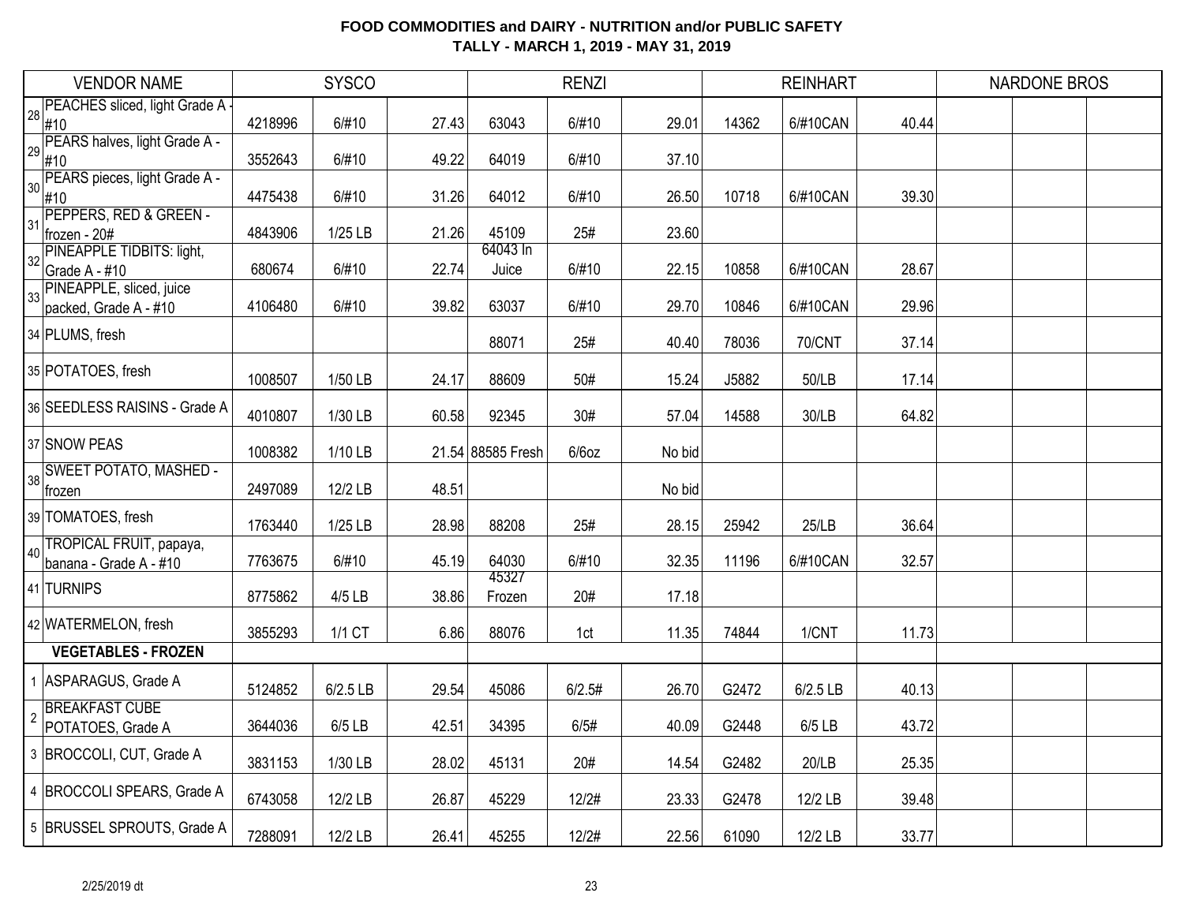# FOOD COMMODITIES and DAIRY - NUTRITION and/or PUBLIC SAFETY
## TALLY - MARCH 1, 2019 - MAY 31, 2019

| | VENDOR NAME | SYSCO | | | RENZI | | | REINHART | | | NARDONE BROS | | |
|---|---|---|---|---|---|---|---|---|---|---|---|---|---|
| 28 | PEACHES sliced, light Grade A - #10 | 4218996 | 6/#10 | 27.43 | 63043 | 6/#10 | 29.01 | 14362 | 6/#10CAN | 40.44 | | | |
| 29 | PEARS halves, light Grade A - #10 | 3552643 | 6/#10 | 49.22 | 64019 | 6/#10 | 37.10 | | | | | | |
| 30 | PEARS pieces, light Grade A - #10 | 4475438 | 6/#10 | 31.26 | 64012 | 6/#10 | 26.50 | 10718 | 6/#10CAN | 39.30 | | | |
| 31 | PEPPERS, RED & GREEN - frozen - 20# | 4843906 | 1/25 LB | 21.26 | 45109 | 25# | 23.60 | | | | | | |
| 32 | PINEAPPLE TIDBITS: light, Grade A - #10 | 680674 | 6/#10 | 22.74 | 64043 In Juice | 6/#10 | 22.15 | 10858 | 6/#10CAN | 28.67 | | | |
| 33 | PINEAPPLE, sliced, juice packed, Grade A - #10 | 4106480 | 6/#10 | 39.82 | 63037 | 6/#10 | 29.70 | 10846 | 6/#10CAN | 29.96 | | | |
| 34 | PLUMS, fresh | | | | 88071 | 25# | 40.40 | 78036 | 70/CNT | 37.14 | | | |
| 35 | POTATOES, fresh | 1008507 | 1/50 LB | 24.17 | 88609 | 50# | 15.24 | J5882 | 50/LB | 17.14 | | | |
| 36 | SEEDLESS RAISINS - Grade A | 4010807 | 1/30 LB | 60.58 | 92345 | 30# | 57.04 | 14588 | 30/LB | 64.82 | | | |
| 37 | SNOW PEAS | 1008382 | 1/10 LB | 21.54 | 88585 Fresh | 6/6oz | No bid | | | | | | |
| 38 | SWEET POTATO, MASHED - frozen | 2497089 | 12/2 LB | 48.51 | | | No bid | | | | | | |
| 39 | TOMATOES, fresh | 1763440 | 1/25 LB | 28.98 | 88208 | 25# | 28.15 | 25942 | 25/LB | 36.64 | | | |
| 40 | TROPICAL FRUIT, papaya, banana - Grade A - #10 | 7763675 | 6/#10 | 45.19 | 64030 | 6/#10 | 32.35 | 11196 | 6/#10CAN | 32.57 | | | |
| 41 | TURNIPS | 8775862 | 4/5 LB | 38.86 | 45327 Frozen | 20# | 17.18 | | | | | | |
| 42 | WATERMELON, fresh | 3855293 | 1/1 CT | 6.86 | 88076 | 1ct | 11.35 | 74844 | 1/CNT | 11.73 | | | |
| | **VEGETABLES - FROZEN** | | | | | | | | | | | | |
| 1 | ASPARAGUS, Grade A | 5124852 | 6/2.5 LB | 29.54 | 45086 | 6/2.5# | 26.70 | G2472 | 6/2.5 LB | 40.13 | | | |
| 2 | BREAKFAST CUBE POTATOES, Grade A | 3644036 | 6/5 LB | 42.51 | 34395 | 6/5# | 40.09 | G2448 | 6/5 LB | 43.72 | | | |
| 3 | BROCCOLI, CUT, Grade A | 3831153 | 1/30 LB | 28.02 | 45131 | 20# | 14.54 | G2482 | 20/LB | 25.35 | | | |
| 4 | BROCCOLI SPEARS, Grade A | 6743058 | 12/2 LB | 26.87 | 45229 | 12/2# | 23.33 | G2478 | 12/2 LB | 39.48 | | | |
| 5 | BRUSSEL SPROUTS, Grade A | 7288091 | 12/2 LB | 26.41 | 45255 | 12/2# | 22.56 | 61090 | 12/2 LB | 33.77 | | | |

2/25/2019 dt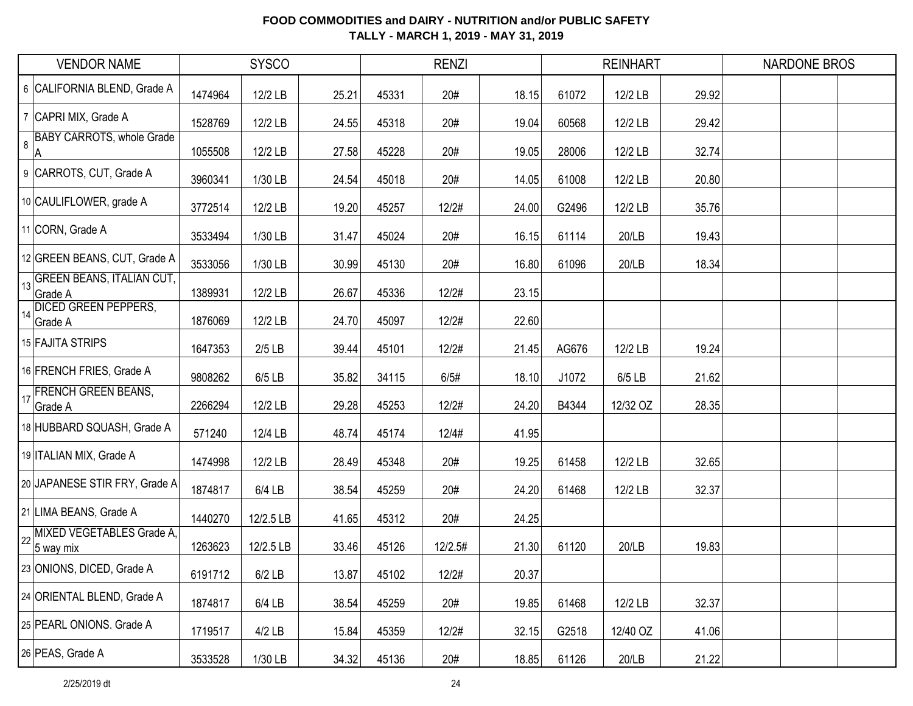**FOOD COMMODITIES and DAIRY - NUTRITION and/or PUBLIC SAFETY**
**TALLY - MARCH 1, 2019 - MAY 31, 2019**

| | VENDOR NAME | SYSCO | | | RENZI | | | REINHART | | | NARDONE BROS | | |
|---|---|---|---|---|---|---|---|---|---|---|---|---|---|
| 6 | CALIFORNIA BLEND, Grade A | 1474964 | 12/2 LB | 25.21 | 45331 | 20# | 18.15 | 61072 | 12/2 LB | 29.92 | | | |
| 7 | CAPRI MIX, Grade A | 1528769 | 12/2 LB | 24.55 | 45318 | 20# | 19.04 | 60568 | 12/2 LB | 29.42 | | | |
| 8 | BABY CARROTS, whole Grade A | 1055508 | 12/2 LB | 27.58 | 45228 | 20# | 19.05 | 28006 | 12/2 LB | 32.74 | | | |
| 9 | CARROTS, CUT, Grade A | 3960341 | 1/30 LB | 24.54 | 45018 | 20# | 14.05 | 61008 | 12/2 LB | 20.80 | | | |
| 10 | CAULIFLOWER, grade A | 3772514 | 12/2 LB | 19.20 | 45257 | 12/2# | 24.00 | G2496 | 12/2 LB | 35.76 | | | |
| 11 | CORN, Grade A | 3533494 | 1/30 LB | 31.47 | 45024 | 20# | 16.15 | 61114 | 20/LB | 19.43 | | | |
| 12 | GREEN BEANS, CUT, Grade A | 3533056 | 1/30 LB | 30.99 | 45130 | 20# | 16.80 | 61096 | 20/LB | 18.34 | | | |
| 13 | GREEN BEANS, ITALIAN CUT, Grade A | 1389931 | 12/2 LB | 26.67 | 45336 | 12/2# | 23.15 | | | | | | |
| 14 | DICED GREEN PEPPERS, Grade A | 1876069 | 12/2 LB | 24.70 | 45097 | 12/2# | 22.60 | | | | | | |
| 15 | FAJITA STRIPS | 1647353 | 2/5 LB | 39.44 | 45101 | 12/2# | 21.45 | AG676 | 12/2 LB | 19.24 | | | |
| 16 | FRENCH FRIES, Grade A | 9808262 | 6/5 LB | 35.82 | 34115 | 6/5# | 18.10 | J1072 | 6/5 LB | 21.62 | | | |
| 17 | FRENCH GREEN BEANS, Grade A | 2266294 | 12/2 LB | 29.28 | 45253 | 12/2# | 24.20 | B4344 | 12/32 OZ | 28.35 | | | |
| 18 | HUBBARD SQUASH, Grade A | 571240 | 12/4 LB | 48.74 | 45174 | 12/4# | 41.95 | | | | | | |
| 19 | ITALIAN MIX, Grade A | 1474998 | 12/2 LB | 28.49 | 45348 | 20# | 19.25 | 61458 | 12/2 LB | 32.65 | | | |
| 20 | JAPANESE STIR FRY, Grade A | 1874817 | 6/4 LB | 38.54 | 45259 | 20# | 24.20 | 61468 | 12/2 LB | 32.37 | | | |
| 21 | LIMA BEANS, Grade A | 1440270 | 12/2.5 LB | 41.65 | 45312 | 20# | 24.25 | | | | | | |
| 22 | MIXED VEGETABLES Grade A, 5 way mix | 1263623 | 12/2.5 LB | 33.46 | 45126 | 12/2.5# | 21.30 | 61120 | 20/LB | 19.83 | | | |
| 23 | ONIONS, DICED, Grade A | 6191712 | 6/2 LB | 13.87 | 45102 | 12/2# | 20.37 | | | | | | |
| 24 | ORIENTAL BLEND, Grade A | 1874817 | 6/4 LB | 38.54 | 45259 | 20# | 19.85 | 61468 | 12/2 LB | 32.37 | | | |
| 25 | PEARL ONIONS. Grade A | 1719517 | 4/2 LB | 15.84 | 45359 | 12/2# | 32.15 | G2518 | 12/40 OZ | 41.06 | | | |
| 26 | PEAS, Grade A | 3533528 | 1/30 LB | 34.32 | 45136 | 20# | 18.85 | 61126 | 20/LB | 21.22 | | | |

2/25/2019 dt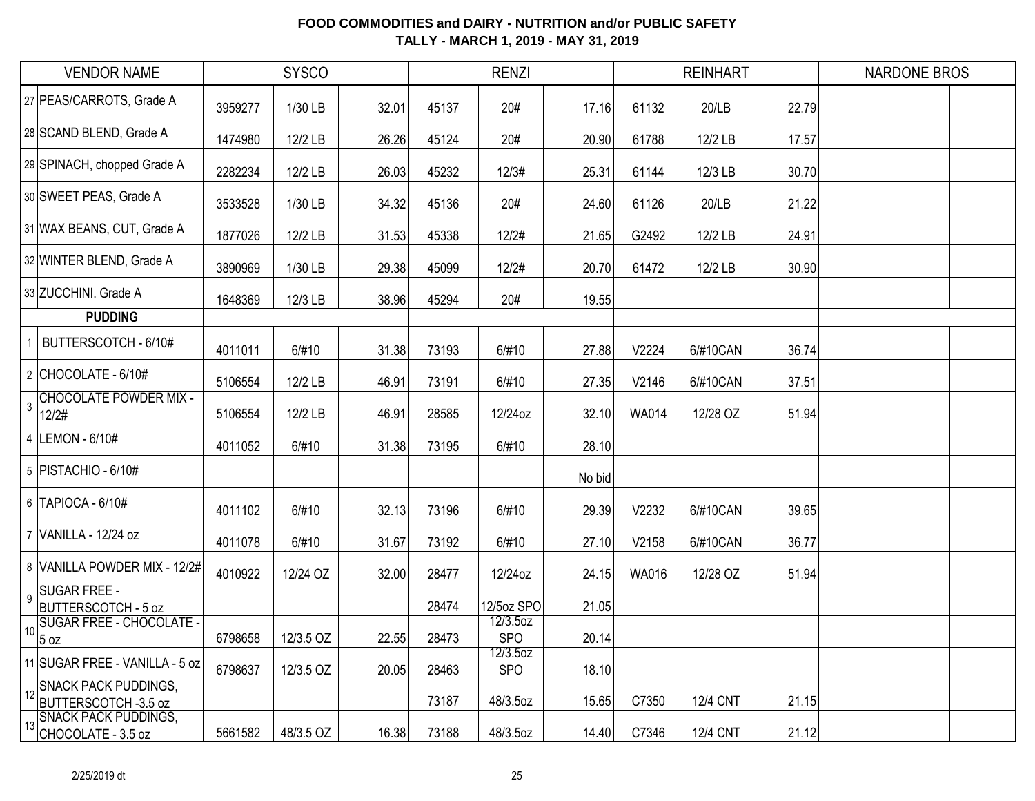**FOOD COMMODITIES and DAIRY - NUTRITION and/or PUBLIC SAFETY**
**TALLY - MARCH 1, 2019 - MAY 31, 2019**

| | VENDOR NAME | SYSCO | | | RENZI | | | REINHART | | | NARDONE BROS | | |
|---|---|---|---|---|---|---|---|---|---|---|---|---|---|
| 27 | PEAS/CARROTS, Grade A | 3959277 | 1/30 LB | 32.01 | 45137 | 20# | 17.16 | 61132 | 20/LB | 22.79 | | | |
| 28 | SCAND BLEND, Grade A | 1474980 | 12/2 LB | 26.26 | 45124 | 20# | 20.90 | 61788 | 12/2 LB | 17.57 | | | |
| 29 | SPINACH, chopped Grade A | 2282234 | 12/2 LB | 26.03 | 45232 | 12/3# | 25.31 | 61144 | 12/3 LB | 30.70 | | | |
| 30 | SWEET PEAS, Grade A | 3533528 | 1/30 LB | 34.32 | 45136 | 20# | 24.60 | 61126 | 20/LB | 21.22 | | | |
| 31 | WAX BEANS, CUT, Grade A | 1877026 | 12/2 LB | 31.53 | 45338 | 12/2# | 21.65 | G2492 | 12/2 LB | 24.91 | | | |
| 32 | WINTER BLEND, Grade A | 3890969 | 1/30 LB | 29.38 | 45099 | 12/2# | 20.70 | 61472 | 12/2 LB | 30.90 | | | |
| 33 | ZUCCHINI. Grade A | 1648369 | 12/3 LB | 38.96 | 45294 | 20# | 19.55 | | | | | | |
| | **PUDDING** | | | | | | | | | | | | |
| 1 | BUTTERSCOTCH - 6/10# | 4011011 | 6/#10 | 31.38 | 73193 | 6/#10 | 27.88 | V2224 | 6/#10CAN | 36.74 | | | |
| 2 | CHOCOLATE - 6/10# | 5106554 | 12/2 LB | 46.91 | 73191 | 6/#10 | 27.35 | V2146 | 6/#10CAN | 37.51 | | | |
| 3 | CHOCOLATE POWDER MIX - 12/2# | 5106554 | 12/2 LB | 46.91 | 28585 | 12/24oz | 32.10 | WA014 | 12/28 OZ | 51.94 | | | |
| 4 | LEMON - 6/10# | 4011052 | 6/#10 | 31.38 | 73195 | 6/#10 | 28.10 | | | | | | |
| 5 | PISTACHIO - 6/10# | | | | | | No bid | | | | | | |
| 6 | TAPIOCA - 6/10# | 4011102 | 6/#10 | 32.13 | 73196 | 6/#10 | 29.39 | V2232 | 6/#10CAN | 39.65 | | | |
| 7 | VANILLA - 12/24 oz | 4011078 | 6/#10 | 31.67 | 73192 | 6/#10 | 27.10 | V2158 | 6/#10CAN | 36.77 | | | |
| 8 | VANILLA POWDER MIX - 12/2# | 4010922 | 12/24 OZ | 32.00 | 28477 | 12/24oz | 24.15 | WA016 | 12/28 OZ | 51.94 | | | |
| 9 | SUGAR FREE - BUTTERSCOTCH - 5 oz | | | | 28474 | 12/5oz SPO | 21.05 | | | | | | |
| 10 | SUGAR FREE - CHOCOLATE - 5 oz | 6798658 | 12/3.5 OZ | 22.55 | 28473 | 12/3.5oz SPO | 20.14 | | | | | | |
| 11 | SUGAR FREE - VANILLA - 5 oz | 6798637 | 12/3.5 OZ | 20.05 | 28463 | 12/3.5oz SPO | 18.10 | | | | | | |
| 12 | SNACK PACK PUDDINGS, BUTTERSCOTCH -3.5 oz | | | | 73187 | 48/3.5oz | 15.65 | C7350 | 12/4 CNT | 21.15 | | | |
| 13 | SNACK PACK PUDDINGS, CHOCOLATE - 3.5 oz | 5661582 | 48/3.5 OZ | 16.38 | 73188 | 48/3.5oz | 14.40 | C7346 | 12/4 CNT | 21.12 | | | |

2/25/2019 dt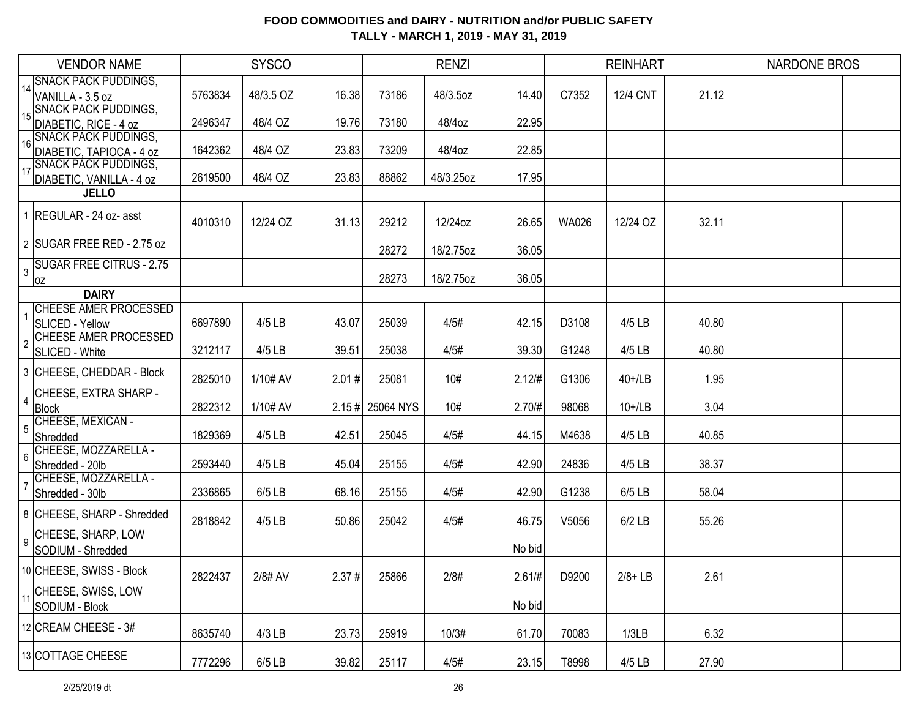**FOOD COMMODITIES and DAIRY - NUTRITION and/or PUBLIC SAFETY**
**TALLY - MARCH 1, 2019 - MAY 31, 2019**

| | VENDOR NAME | SYSCO | | | RENZI | | | REINHART | | | NARDONE BROS | | |
|---|---|---|---|---|---|---|---|---|---|---|---|---|---|
| 14 | SNACK PACK PUDDINGS, VANILLA - 3.5 oz | 5763834 | 48/3.5 OZ | 16.38 | 73186 | 48/3.5oz | 14.40 | C7352 | 12/4 CNT | 21.12 | | | |
| 15 | SNACK PACK PUDDINGS, DIABETIC, RICE - 4 oz | 2496347 | 48/4 OZ | 19.76 | 73180 | 48/4oz | 22.95 | | | | | | |
| 16 | SNACK PACK PUDDINGS, DIABETIC, TAPIOCA - 4 oz | 1642362 | 48/4 OZ | 23.83 | 73209 | 48/4oz | 22.85 | | | | | | |
| 17 | SNACK PACK PUDDINGS, DIABETIC, VANILLA - 4 oz | 2619500 | 48/4 OZ | 23.83 | 88862 | 48/3.25oz | 17.95 | | | | | | |
| | **JELLO** | | | | | | | | | | | | |
| 1 | REGULAR - 24 oz- asst | 4010310 | 12/24 OZ | 31.13 | 29212 | 12/24oz | 26.65 | WA026 | 12/24 OZ | 32.11 | | | |
| 2 | SUGAR FREE RED - 2.75 oz | | | | 28272 | 18/2.75oz | 36.05 | | | | | | |
| 3 | SUGAR FREE CITRUS - 2.75 oz | | | | 28273 | 18/2.75oz | 36.05 | | | | | | |
| | **DAIRY** | | | | | | | | | | | | |
| 1 | CHEESE AMER PROCESSED SLICED - Yellow | 6697890 | 4/5 LB | 43.07 | 25039 | 4/5# | 42.15 | D3108 | 4/5 LB | 40.80 | | | |
| 2 | CHEESE AMER PROCESSED SLICED - White | 3212117 | 4/5 LB | 39.51 | 25038 | 4/5# | 39.30 | G1248 | 4/5 LB | 40.80 | | | |
| 3 | CHEESE, CHEDDAR - Block | 2825010 | 1/10# AV | 2.01 # | 25081 | 10# | 2.12/# | G1306 | 40+/LB | 1.95 | | | |
| 4 | CHEESE, EXTRA SHARP - Block | 2822312 | 1/10# AV | 2.15 # | 25064 NYS | 10# | 2.70/# | 98068 | 10+/LB | 3.04 | | | |
| 5 | CHEESE, MEXICAN - Shredded | 1829369 | 4/5 LB | 42.51 | 25045 | 4/5# | 44.15 | M4638 | 4/5 LB | 40.85 | | | |
| 6 | CHEESE, MOZZARELLA - Shredded - 20lb | 2593440 | 4/5 LB | 45.04 | 25155 | 4/5# | 42.90 | 24836 | 4/5 LB | 38.37 | | | |
| 7 | CHEESE, MOZZARELLA - Shredded - 30lb | 2336865 | 6/5 LB | 68.16 | 25155 | 4/5# | 42.90 | G1238 | 6/5 LB | 58.04 | | | |
| 8 | CHEESE, SHARP - Shredded | 2818842 | 4/5 LB | 50.86 | 25042 | 4/5# | 46.75 | V5056 | 6/2 LB | 55.26 | | | |
| 9 | CHEESE, SHARP, LOW SODIUM - Shredded | | | | | | No bid | | | | | | |
| 10 | CHEESE, SWISS - Block | 2822437 | 2/8# AV | 2.37 # | 25866 | 2/8# | 2.61/# | D9200 | 2/8+ LB | 2.61 | | | |
| 11 | CHEESE, SWISS, LOW SODIUM - Block | | | | | | No bid | | | | | | |
| 12 | CREAM CHEESE - 3# | 8635740 | 4/3 LB | 23.73 | 25919 | 10/3# | 61.70 | 70083 | 1/3LB | 6.32 | | | |
| 13 | COTTAGE CHEESE | 7772296 | 6/5 LB | 39.82 | 25117 | 4/5# | 23.15 | T8998 | 4/5 LB | 27.90 | | | |

2/25/2019 dt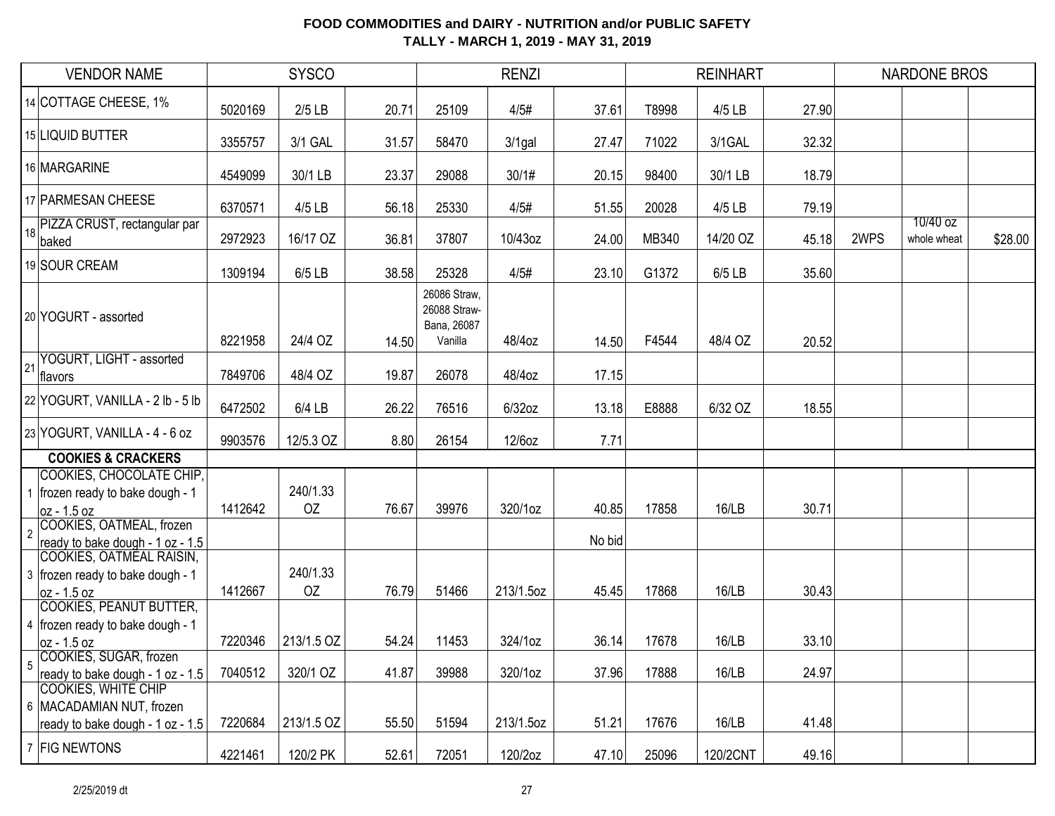# FOOD COMMODITIES and DAIRY - NUTRITION and/or PUBLIC SAFETY

## TALLY - MARCH 1, 2019 - MAY 31, 2019

| | VENDOR NAME | SYSCO | | | RENZI | | | REINHART | | | NARDONE BROS | | |
|---|---|---|---|---|---|---|---|---|---|---|---|---|---|
| 14 | COTTAGE CHEESE, 1% | 5020169 | 2/5 LB | 20.71 | 25109 | 4/5# | 37.61 | T8998 | 4/5 LB | 27.90 | | | |
| 15 | LIQUID BUTTER | 3355757 | 3/1 GAL | 31.57 | 58470 | 3/1gal | 27.47 | 71022 | 3/1GAL | 32.32 | | | |
| 16 | MARGARINE | 4549099 | 30/1 LB | 23.37 | 29088 | 30/1# | 20.15 | 98400 | 30/1 LB | 18.79 | | | |
| 17 | PARMESAN CHEESE | 6370571 | 4/5 LB | 56.18 | 25330 | 4/5# | 51.55 | 20028 | 4/5 LB | 79.19 | | | |
| 18 | PIZZA CRUST, rectangular par baked | 2972923 | 16/17 OZ | 36.81 | 37807 | 10/43oz | 24.00 | MB340 | 14/20 OZ | 45.18 | 2WPS | 10/40 oz whole wheat | $28.00 |
| 19 | SOUR CREAM | 1309194 | 6/5 LB | 38.58 | 25328 | 4/5# | 23.10 | G1372 | 6/5 LB | 35.60 | | | |
| 20 | YOGURT - assorted | 8221958 | 24/4 OZ | 14.50 | 26086 Straw, 26088 Straw-Bana, 26087 Vanilla | 48/4oz | 14.50 | F4544 | 48/4 OZ | 20.52 | | | |
| 21 | YOGURT, LIGHT - assorted flavors | 7849706 | 48/4 OZ | 19.87 | 26078 | 48/4oz | 17.15 | | | | | | |
| 22 | YOGURT, VANILLA - 2 lb - 5 lb | 6472502 | 6/4 LB | 26.22 | 76516 | 6/32oz | 13.18 | E8888 | 6/32 OZ | 18.55 | | | |
| 23 | YOGURT, VANILLA - 4 - 6 oz | 9903576 | 12/5.3 OZ | 8.80 | 26154 | 12/6oz | 7.71 | | | | | | |
| | **COOKIES & CRACKERS** | | | | | | | | | | | | |
| 1 | COOKIES, CHOCOLATE CHIP, frozen ready to bake dough - 1 oz - 1.5 oz | 1412642 | 240/1.33 OZ | 76.67 | 39976 | 320/1oz | 40.85 | 17858 | 16/LB | 30.71 | | | |
| 2 | COOKIES, OATMEAL, frozen ready to bake dough - 1 oz - 1.5 | | | | | | No bid | | | | | | |
| 3 | COOKIES, OATMEAL RAISIN, frozen ready to bake dough - 1 oz - 1.5 oz | 1412667 | 240/1.33 OZ | 76.79 | 51466 | 213/1.5oz | 45.45 | 17868 | 16/LB | 30.43 | | | |
| 4 | COOKIES, PEANUT BUTTER, frozen ready to bake dough - 1 oz - 1.5 oz | 7220346 | 213/1.5 OZ | 54.24 | 11453 | 324/1oz | 36.14 | 17678 | 16/LB | 33.10 | | | |
| 5 | COOKIES, SUGAR, frozen ready to bake dough - 1 oz - 1.5 | 7040512 | 320/1 OZ | 41.87 | 39988 | 320/1oz | 37.96 | 17888 | 16/LB | 24.97 | | | |
| 6 | COOKIES, WHITE CHIP MACADAMIAN NUT, frozen ready to bake dough - 1 oz - 1.5 | 7220684 | 213/1.5 OZ | 55.50 | 51594 | 213/1.5oz | 51.21 | 17676 | 16/LB | 41.48 | | | |
| 7 | FIG NEWTONS | 4221461 | 120/2 PK | 52.61 | 72051 | 120/2oz | 47.10 | 25096 | 120/2CNT | 49.16 | | | |

2/25/2019 dt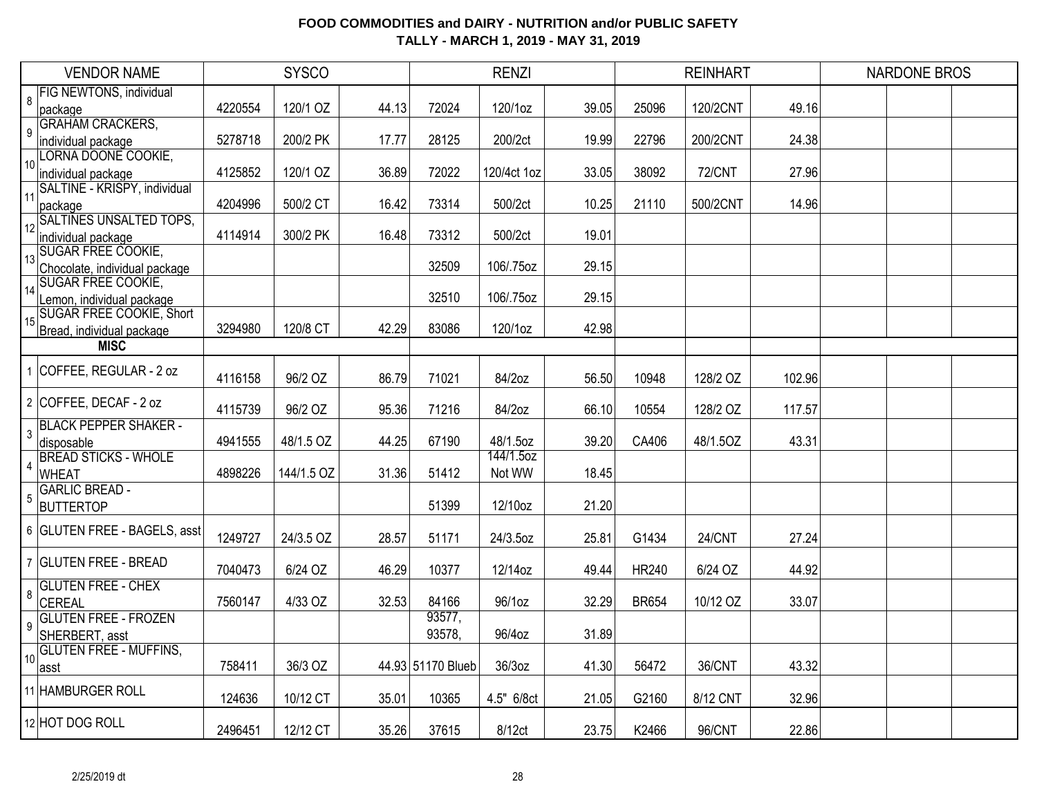**FOOD COMMODITIES and DAIRY - NUTRITION and/or PUBLIC SAFETY**
**TALLY - MARCH 1, 2019 - MAY 31, 2019**

| | VENDOR NAME | SYSCO | | | RENZI | | | REINHART | | | NARDONE BROS | | |
|---|---|---|---|---|---|---|---|---|---|---|---|---|---|
| 8 | FIG NEWTONS, individual package | 4220554 | 120/1 OZ | 44.13 | 72024 | 120/1oz | 39.05 | 25096 | 120/2CNT | 49.16 | | | |
| 9 | GRAHAM CRACKERS, individual package | 5278718 | 200/2 PK | 17.77 | 28125 | 200/2ct | 19.99 | 22796 | 200/2CNT | 24.38 | | | |
| 10 | LORNA DOONE COOKIE, individual package | 4125852 | 120/1 OZ | 36.89 | 72022 | 120/4ct 1oz | 33.05 | 38092 | 72/CNT | 27.96 | | | |
| 11 | SALTINE - KRISPY, individual package | 4204996 | 500/2 CT | 16.42 | 73314 | 500/2ct | 10.25 | 21110 | 500/2CNT | 14.96 | | | |
| 12 | SALTINES UNSALTED TOPS, individual package | 4114914 | 300/2 PK | 16.48 | 73312 | 500/2ct | 19.01 | | | | | | |
| 13 | SUGAR FREE COOKIE, Chocolate, individual package | | | | 32509 | 106/.75oz | 29.15 | | | | | | |
| 14 | SUGAR FREE COOKIE, Lemon, individual package | | | | 32510 | 106/.75oz | 29.15 | | | | | | |
| 15 | SUGAR FREE COOKIE, Short Bread, individual package | 3294980 | 120/8 CT | 42.29 | 83086 | 120/1oz | 42.98 | | | | | | |
| | **MISC** | | | | | | | | | | | | |
| 1 | COFFEE, REGULAR - 2 oz | 4116158 | 96/2 OZ | 86.79 | 71021 | 84/2oz | 56.50 | 10948 | 128/2 OZ | 102.96 | | | |
| 2 | COFFEE, DECAF - 2 oz | 4115739 | 96/2 OZ | 95.36 | 71216 | 84/2oz | 66.10 | 10554 | 128/2 OZ | 117.57 | | | |
| 3 | BLACK PEPPER SHAKER - disposable | 4941555 | 48/1.5 OZ | 44.25 | 67190 | 48/1.5oz | 39.20 | CA406 | 48/1.5OZ | 43.31 | | | |
| 4 | BREAD STICKS - WHOLE WHEAT | 4898226 | 144/1.5 OZ | 31.36 | 51412 | 144/1.5oz Not WW | 18.45 | | | | | | |
| 5 | GARLIC BREAD - BUTTERTOP | | | | 51399 | 12/10oz | 21.20 | | | | | | |
| 6 | GLUTEN FREE - BAGELS, asst | 1249727 | 24/3.5 OZ | 28.57 | 51171 | 24/3.5oz | 25.81 | G1434 | 24/CNT | 27.24 | | | |
| 7 | GLUTEN FREE - BREAD | 7040473 | 6/24 OZ | 46.29 | 10377 | 12/14oz | 49.44 | HR240 | 6/24 OZ | 44.92 | | | |
| 8 | GLUTEN FREE - CHEX CEREAL | 7560147 | 4/33 OZ | 32.53 | 84166 | 96/1oz | 32.29 | BR654 | 10/12 OZ | 33.07 | | | |
| 9 | GLUTEN FREE - FROZEN SHERBERT, asst | | | | 93577, 93578, | 96/4oz | 31.89 | | | | | | |
| 10 | GLUTEN FREE - MUFFINS, asst | 758411 | 36/3 OZ | 44.93 | 51170 Blueb | 36/3oz | 41.30 | 56472 | 36/CNT | 43.32 | | | |
| 11 | HAMBURGER ROLL | 124636 | 10/12 CT | 35.01 | 10365 | 4.5" 6/8ct | 21.05 | G2160 | 8/12 CNT | 32.96 | | | |
| 12 | HOT DOG ROLL | 2496451 | 12/12 CT | 35.26 | 37615 | 8/12ct | 23.75 | K2466 | 96/CNT | 22.86 | | | |

2/25/2019 dt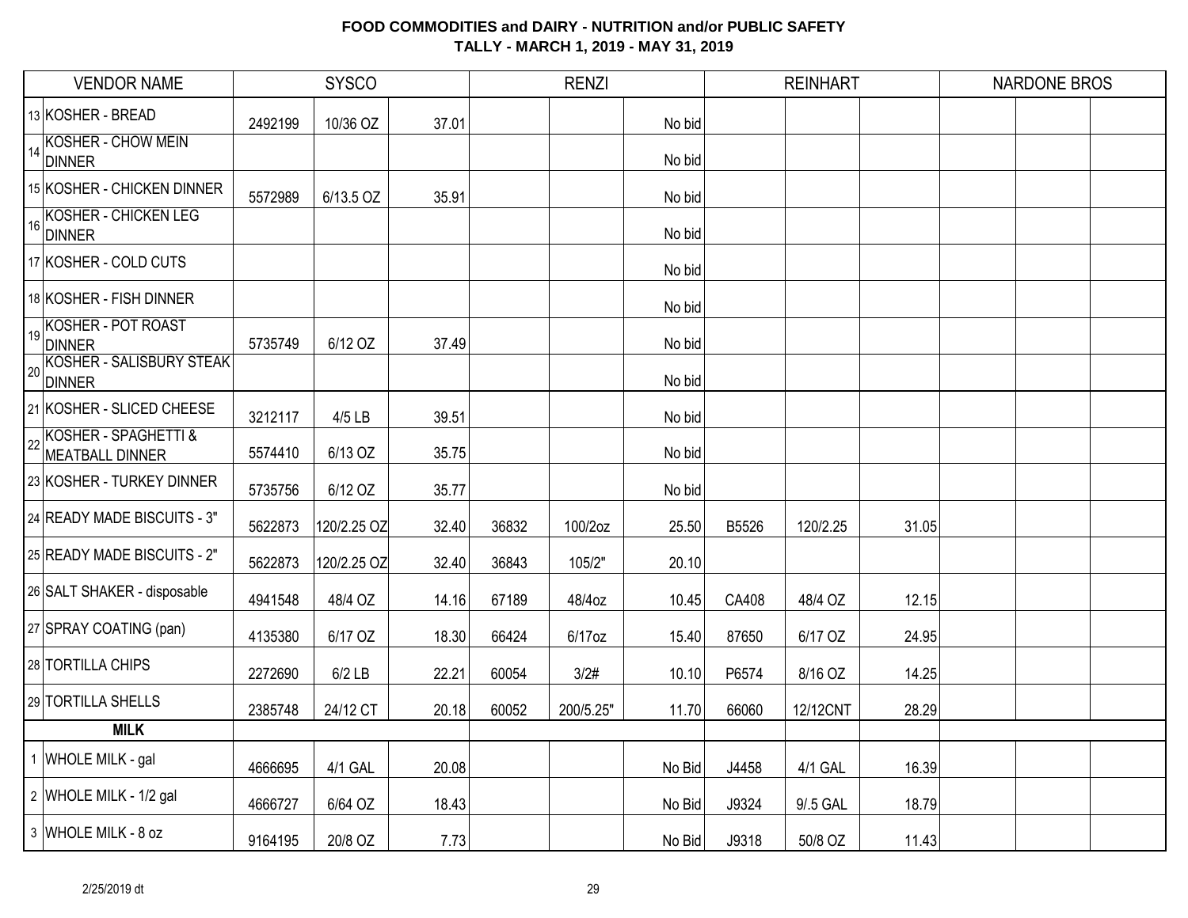**FOOD COMMODITIES and DAIRY - NUTRITION and/or PUBLIC SAFETY**
**TALLY - MARCH 1, 2019 - MAY 31, 2019**

| | VENDOR NAME | SYSCO | | | RENZI | | | REINHART | | | NARDONE BROS | | |
|---|---|---|---|---|---|---|---|---|---|---|---|---|---|
| 13 | KOSHER - BREAD | 2492199 | 10/36 OZ | 37.01 | | | No bid | | | | | | |
| 14 | KOSHER - CHOW MEIN DINNER | | | | | | No bid | | | | | | |
| 15 | KOSHER - CHICKEN DINNER | 5572989 | 6/13.5 OZ | 35.91 | | | No bid | | | | | | |
| 16 | KOSHER - CHICKEN LEG DINNER | | | | | | No bid | | | | | | |
| 17 | KOSHER - COLD CUTS | | | | | | No bid | | | | | | |
| 18 | KOSHER - FISH DINNER | | | | | | No bid | | | | | | |
| 19 | KOSHER - POT ROAST DINNER | 5735749 | 6/12 OZ | 37.49 | | | No bid | | | | | | |
| 20 | KOSHER - SALISBURY STEAK DINNER | | | | | | No bid | | | | | | |
| 21 | KOSHER - SLICED CHEESE | 3212117 | 4/5 LB | 39.51 | | | No bid | | | | | | |
| 22 | KOSHER - SPAGHETTI & MEATBALL DINNER | 5574410 | 6/13 OZ | 35.75 | | | No bid | | | | | | |
| 23 | KOSHER - TURKEY DINNER | 5735756 | 6/12 OZ | 35.77 | | | No bid | | | | | | |
| 24 | READY MADE BISCUITS - 3" | 5622873 | 120/2.25 OZ | 32.40 | 36832 | 100/2oz | 25.50 | B5526 | 120/2.25 | 31.05 | | | |
| 25 | READY MADE BISCUITS - 2" | 5622873 | 120/2.25 OZ | 32.40 | 36843 | 105/2" | 20.10 | | | | | | |
| 26 | SALT SHAKER - disposable | 4941548 | 48/4 OZ | 14.16 | 67189 | 48/4oz | 10.45 | CA408 | 48/4 OZ | 12.15 | | | |
| 27 | SPRAY COATING (pan) | 4135380 | 6/17 OZ | 18.30 | 66424 | 6/17oz | 15.40 | 87650 | 6/17 OZ | 24.95 | | | |
| 28 | TORTILLA CHIPS | 2272690 | 6/2 LB | 22.21 | 60054 | 3/2# | 10.10 | P6574 | 8/16 OZ | 14.25 | | | |
| 29 | TORTILLA SHELLS | 2385748 | 24/12 CT | 20.18 | 60052 | 200/5.25" | 11.70 | 66060 | 12/12CNT | 28.29 | | | |
| | **MILK** | | | | | | | | | | | | |
| 1 | WHOLE MILK - gal | 4666695 | 4/1 GAL | 20.08 | | | No Bid | J4458 | 4/1 GAL | 16.39 | | | |
| 2 | WHOLE MILK - 1/2 gal | 4666727 | 6/64 OZ | 18.43 | | | No Bid | J9324 | 9/.5 GAL | 18.79 | | | |
| 3 | WHOLE MILK - 8 oz | 9164195 | 20/8 OZ | 7.73 | | | No Bid | J9318 | 50/8 OZ | 11.43 | | | |

2/25/2019 dt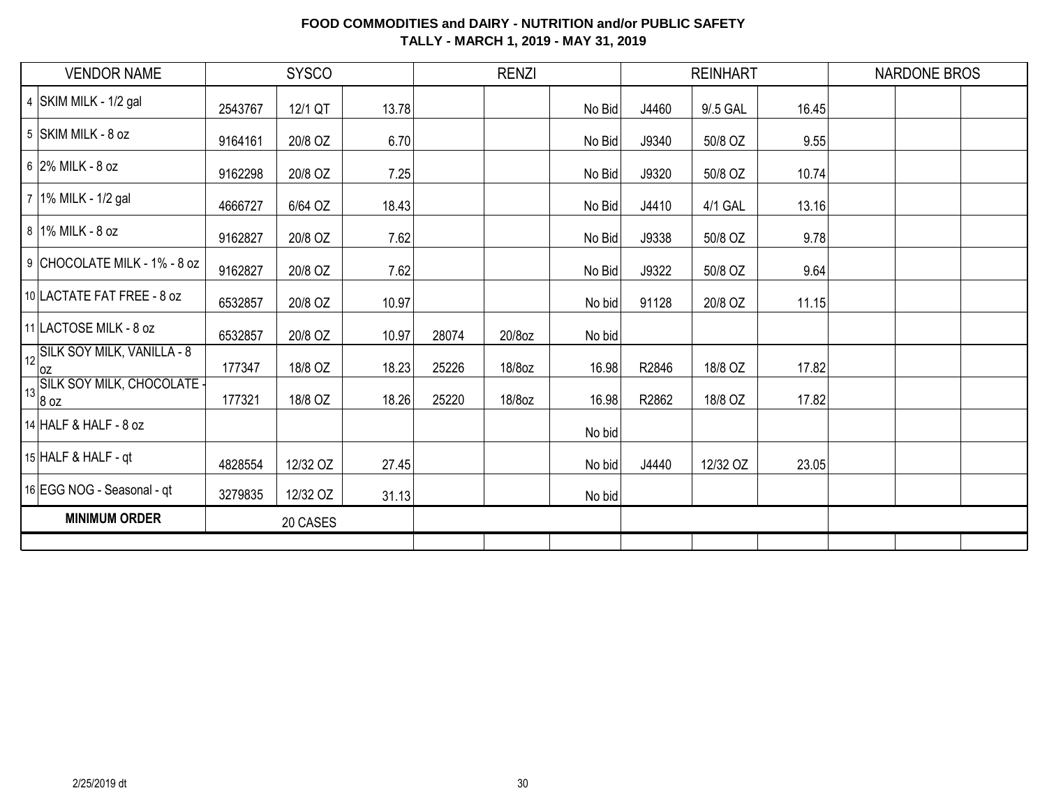**FOOD COMMODITIES and DAIRY - NUTRITION and/or PUBLIC SAFETY**
**TALLY - MARCH 1, 2019 - MAY 31, 2019**

| VENDOR NAME | SYSCO | | | RENZI | | | REINHART | | | NARDONE BROS | | |
|---|---|---|---|---|---|---|---|---|---|---|---|---|
| 4 SKIM MILK - 1/2 gal | 2543767 | 12/1 QT | 13.78 | | | No Bid | J4460 | 9/.5 GAL | 16.45 | | | |
| 5 SKIM MILK - 8 oz | 9164161 | 20/8 OZ | 6.70 | | | No Bid | J9340 | 50/8 OZ | 9.55 | | | |
| 6 2% MILK - 8 oz | 9162298 | 20/8 OZ | 7.25 | | | No Bid | J9320 | 50/8 OZ | 10.74 | | | |
| 7 1% MILK - 1/2 gal | 4666727 | 6/64 OZ | 18.43 | | | No Bid | J4410 | 4/1 GAL | 13.16 | | | |
| 8 1% MILK - 8 oz | 9162827 | 20/8 OZ | 7.62 | | | No Bid | J9338 | 50/8 OZ | 9.78 | | | |
| 9 CHOCOLATE MILK - 1% - 8 oz | 9162827 | 20/8 OZ | 7.62 | | | No Bid | J9322 | 50/8 OZ | 9.64 | | | |
| 10 LACTATE FAT FREE - 8 oz | 6532857 | 20/8 OZ | 10.97 | | | No bid | 91128 | 20/8 OZ | 11.15 | | | |
| 11 LACTOSE MILK - 8 oz | 6532857 | 20/8 OZ | 10.97 | 28074 | 20/8oz | No bid | | | | | | |
| 12 SILK SOY MILK, VANILLA - 8 oz | 177347 | 18/8 OZ | 18.23 | 25226 | 18/8oz | 16.98 | R2846 | 18/8 OZ | 17.82 | | | |
| 13 SILK SOY MILK, CHOCOLATE - 8 oz | 177321 | 18/8 OZ | 18.26 | 25220 | 18/8oz | 16.98 | R2862 | 18/8 OZ | 17.82 | | | |
| 14 HALF & HALF - 8 oz | | | | | | No bid | | | | | | |
| 15 HALF & HALF - qt | 4828554 | 12/32 OZ | 27.45 | | | No bid | J4440 | 12/32 OZ | 23.05 | | | |
| 16 EGG NOG - Seasonal - qt | 3279835 | 12/32 OZ | 31.13 | | | No bid | | | | | | |
| **MINIMUM ORDER** | 20 CASES | | | | | | | | | | | |

2/25/2019 dt